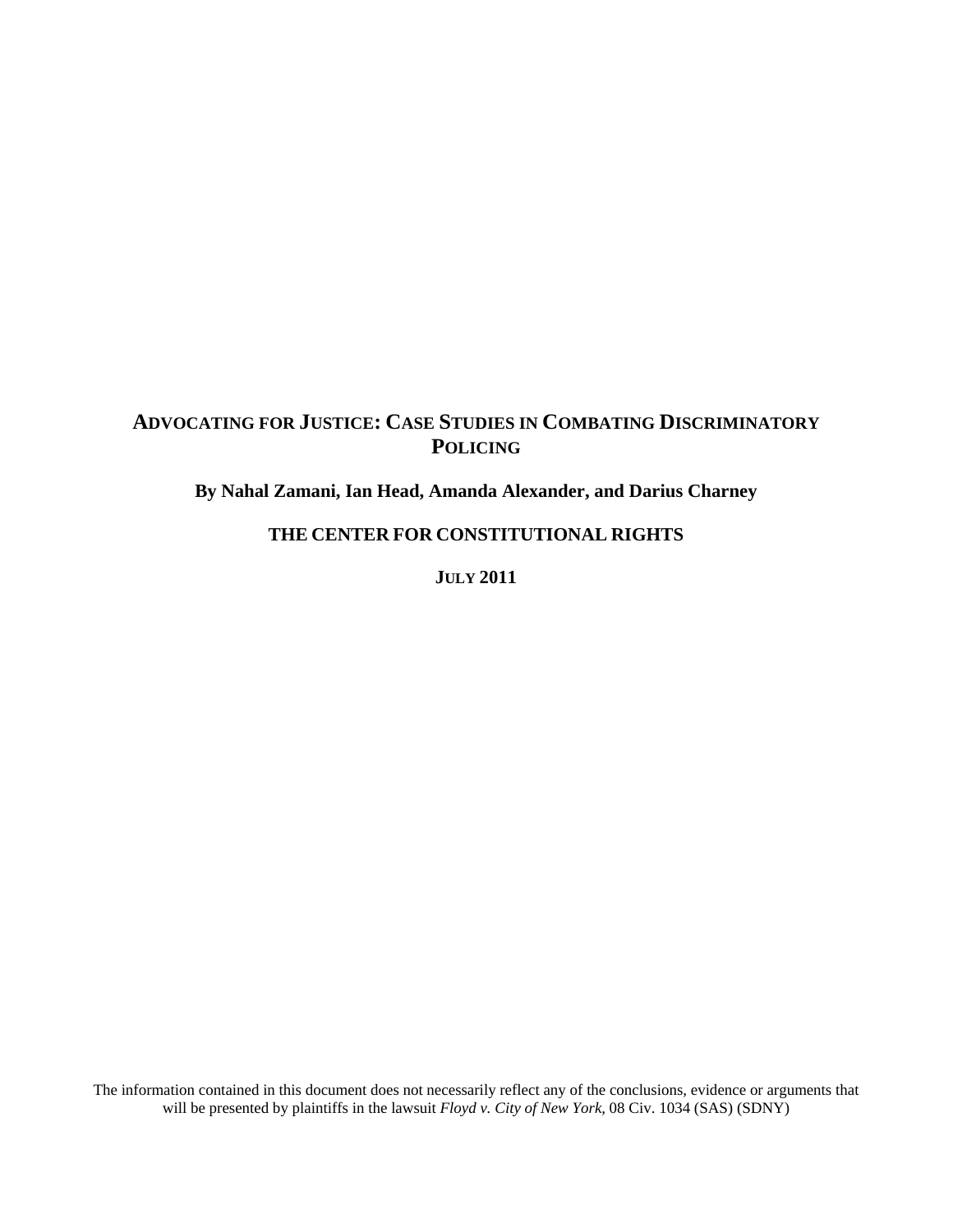# ADVOCATING FOR JUSTICE: CASE STUDIES IN COMBATING DISCRIMINATORY POLICING

**By Nahal Zamani, Ian Head, Amanda Alexander, and Darius Charney**

**THE CENTER FOR CONSTITUTIONAL RIGHTS**

**JULY 2011**

The information contained in this document does not necessarily reflect any of the conclusions, evidence or arguments that will be presented by plaintiffs in the lawsuit *Floyd v. City of New York*, 08 Civ. 1034 (SAS) (SDNY)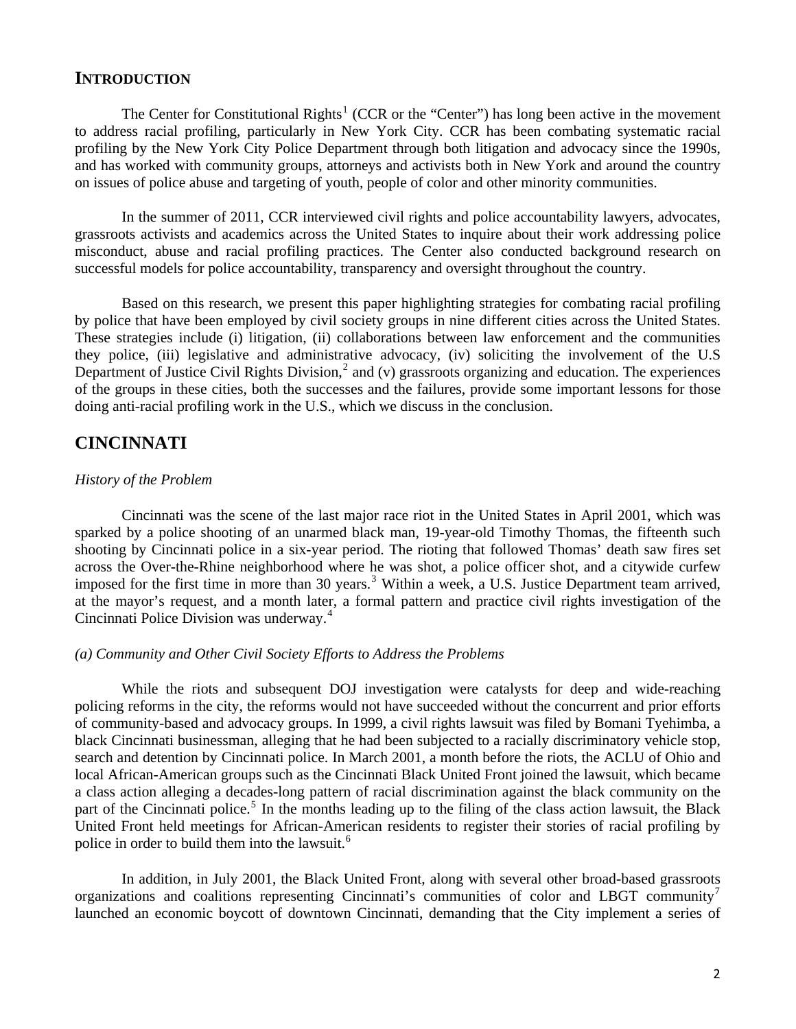## INTRODUCTION

The Center for Constitutional Rights[1] (CCR or the "Center") has long been active in the movement to address racial profiling, particularly in New York City. CCR has been combating systematic racial profiling by the New York City Police Department through both litigation and advocacy since the 1990s, and has worked with community groups, attorneys and activists both in New York and around the country on issues of police abuse and targeting of youth, people of color and other minority communities.

In the summer of 2011, CCR interviewed civil rights and police accountability lawyers, advocates, grassroots activists and academics across the United States to inquire about their work addressing police misconduct, abuse and racial profiling practices. The Center also conducted background research on successful models for police accountability, transparency and oversight throughout the country.

Based on this research, we present this paper highlighting strategies for combating racial profiling by police that have been employed by civil society groups in nine different cities across the United States. These strategies include (i) litigation, (ii) collaborations between law enforcement and the communities they police, (iii) legislative and administrative advocacy, (iv) soliciting the involvement of the U.S Department of Justice Civil Rights Division,[2] and (v) grassroots organizing and education. The experiences of the groups in these cities, both the successes and the failures, provide some important lessons for those doing anti-racial profiling work in the U.S., which we discuss in the conclusion.

## CINCINNATI

*History of the Problem*

Cincinnati was the scene of the last major race riot in the United States in April 2001, which was sparked by a police shooting of an unarmed black man, 19-year-old Timothy Thomas, the fifteenth such shooting by Cincinnati police in a six-year period. The rioting that followed Thomas' death saw fires set across the Over-the-Rhine neighborhood where he was shot, a police officer shot, and a citywide curfew imposed for the first time in more than 30 years.[3] Within a week, a U.S. Justice Department team arrived, at the mayor's request, and a month later, a formal pattern and practice civil rights investigation of the Cincinnati Police Division was underway.[4]

*(a) Community and Other Civil Society Efforts to Address the Problems*

While the riots and subsequent DOJ investigation were catalysts for deep and wide-reaching policing reforms in the city, the reforms would not have succeeded without the concurrent and prior efforts of community-based and advocacy groups. In 1999, a civil rights lawsuit was filed by Bomani Tyehimba, a black Cincinnati businessman, alleging that he had been subjected to a racially discriminatory vehicle stop, search and detention by Cincinnati police. In March 2001, a month before the riots, the ACLU of Ohio and local African-American groups such as the Cincinnati Black United Front joined the lawsuit, which became a class action alleging a decades-long pattern of racial discrimination against the black community on the part of the Cincinnati police.[5] In the months leading up to the filing of the class action lawsuit, the Black United Front held meetings for African-American residents to register their stories of racial profiling by police in order to build them into the lawsuit.[6]

In addition, in July 2001, the Black United Front, along with several other broad-based grassroots organizations and coalitions representing Cincinnati's communities of color and LBGT community[7] launched an economic boycott of downtown Cincinnati, demanding that the City implement a series of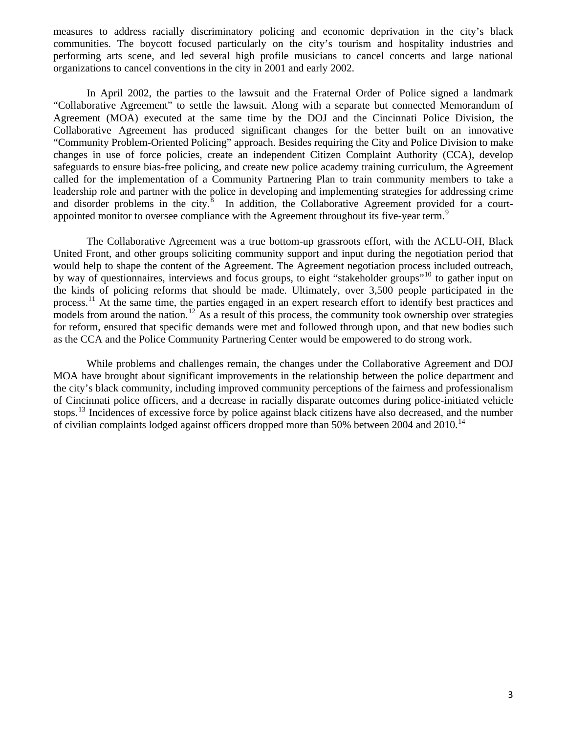measures to address racially discriminatory policing and economic deprivation in the city's black communities. The boycott focused particularly on the city's tourism and hospitality industries and performing arts scene, and led several high profile musicians to cancel concerts and large national organizations to cancel conventions in the city in 2001 and early 2002.

In April 2002, the parties to the lawsuit and the Fraternal Order of Police signed a landmark "Collaborative Agreement" to settle the lawsuit. Along with a separate but connected Memorandum of Agreement (MOA) executed at the same time by the DOJ and the Cincinnati Police Division, the Collaborative Agreement has produced significant changes for the better built on an innovative "Community Problem-Oriented Policing" approach. Besides requiring the City and Police Division to make changes in use of force policies, create an independent Citizen Complaint Authority (CCA), develop safeguards to ensure bias-free policing, and create new police academy training curriculum, the Agreement called for the implementation of a Community Partnering Plan to train community members to take a leadership role and partner with the police in developing and implementing strategies for addressing crime and disorder problems in the city.[8] In addition, the Collaborative Agreement provided for a court-appointed monitor to oversee compliance with the Agreement throughout its five-year term.[9]

The Collaborative Agreement was a true bottom-up grassroots effort, with the ACLU-OH, Black United Front, and other groups soliciting community support and input during the negotiation period that would help to shape the content of the Agreement. The Agreement negotiation process included outreach, by way of questionnaires, interviews and focus groups, to eight "stakeholder groups"[10] to gather input on the kinds of policing reforms that should be made. Ultimately, over 3,500 people participated in the process.[11] At the same time, the parties engaged in an expert research effort to identify best practices and models from around the nation.[12] As a result of this process, the community took ownership over strategies for reform, ensured that specific demands were met and followed through upon, and that new bodies such as the CCA and the Police Community Partnering Center would be empowered to do strong work.

While problems and challenges remain, the changes under the Collaborative Agreement and DOJ MOA have brought about significant improvements in the relationship between the police department and the city's black community, including improved community perceptions of the fairness and professionalism of Cincinnati police officers, and a decrease in racially disparate outcomes during police-initiated vehicle stops.[13] Incidences of excessive force by police against black citizens have also decreased, and the number of civilian complaints lodged against officers dropped more than 50% between 2004 and 2010.[14]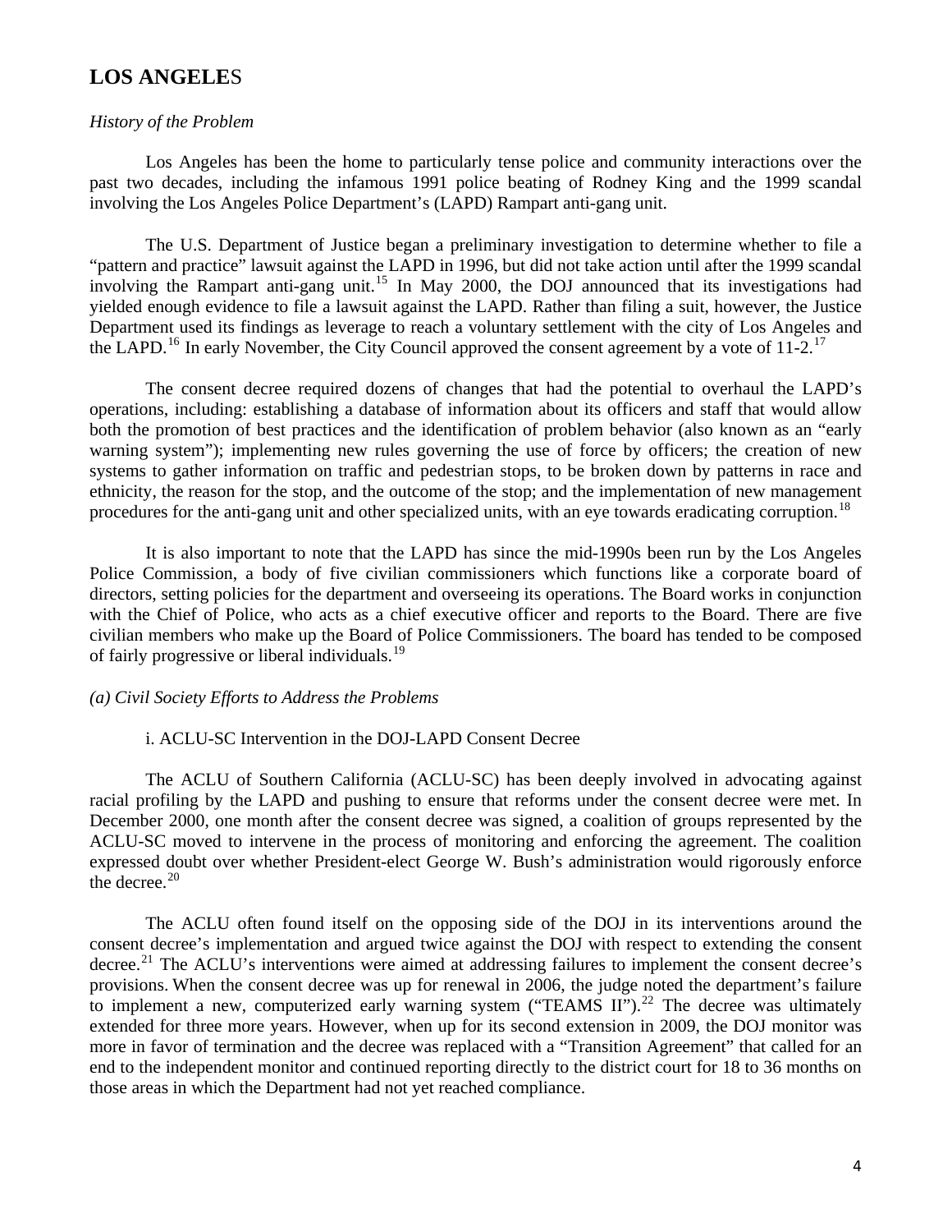## LOS ANGELES

*History of the Problem*

Los Angeles has been the home to particularly tense police and community interactions over the past two decades, including the infamous 1991 police beating of Rodney King and the 1999 scandal involving the Los Angeles Police Department's (LAPD) Rampart anti-gang unit.

The U.S. Department of Justice began a preliminary investigation to determine whether to file a "pattern and practice" lawsuit against the LAPD in 1996, but did not take action until after the 1999 scandal involving the Rampart anti-gang unit.[15] In May 2000, the DOJ announced that its investigations had yielded enough evidence to file a lawsuit against the LAPD. Rather than filing a suit, however, the Justice Department used its findings as leverage to reach a voluntary settlement with the city of Los Angeles and the LAPD.[16] In early November, the City Council approved the consent agreement by a vote of 11-2.[17]

The consent decree required dozens of changes that had the potential to overhaul the LAPD's operations, including: establishing a database of information about its officers and staff that would allow both the promotion of best practices and the identification of problem behavior (also known as an "early warning system"); implementing new rules governing the use of force by officers; the creation of new systems to gather information on traffic and pedestrian stops, to be broken down by patterns in race and ethnicity, the reason for the stop, and the outcome of the stop; and the implementation of new management procedures for the anti-gang unit and other specialized units, with an eye towards eradicating corruption.[18]

It is also important to note that the LAPD has since the mid-1990s been run by the Los Angeles Police Commission, a body of five civilian commissioners which functions like a corporate board of directors, setting policies for the department and overseeing its operations. The Board works in conjunction with the Chief of Police, who acts as a chief executive officer and reports to the Board. There are five civilian members who make up the Board of Police Commissioners. The board has tended to be composed of fairly progressive or liberal individuals.[19]

*(a) Civil Society Efforts to Address the Problems*

i. ACLU-SC Intervention in the DOJ-LAPD Consent Decree

The ACLU of Southern California (ACLU-SC) has been deeply involved in advocating against racial profiling by the LAPD and pushing to ensure that reforms under the consent decree were met. In December 2000, one month after the consent decree was signed, a coalition of groups represented by the ACLU-SC moved to intervene in the process of monitoring and enforcing the agreement. The coalition expressed doubt over whether President-elect George W. Bush's administration would rigorously enforce the decree.[20]

The ACLU often found itself on the opposing side of the DOJ in its interventions around the consent decree's implementation and argued twice against the DOJ with respect to extending the consent decree.[21] The ACLU's interventions were aimed at addressing failures to implement the consent decree's provisions. When the consent decree was up for renewal in 2006, the judge noted the department's failure to implement a new, computerized early warning system ("TEAMS II").[22] The decree was ultimately extended for three more years. However, when up for its second extension in 2009, the DOJ monitor was more in favor of termination and the decree was replaced with a "Transition Agreement" that called for an end to the independent monitor and continued reporting directly to the district court for 18 to 36 months on those areas in which the Department had not yet reached compliance.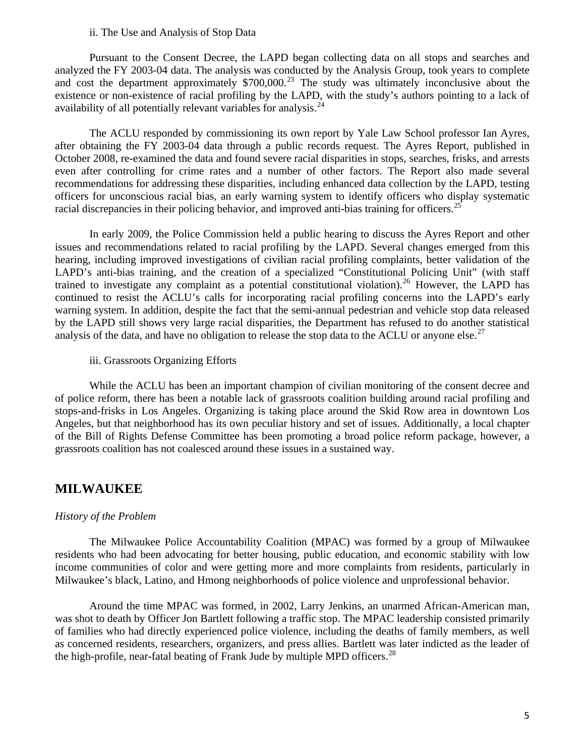ii. The Use and Analysis of Stop Data

Pursuant to the Consent Decree, the LAPD began collecting data on all stops and searches and analyzed the FY 2003-04 data. The analysis was conducted by the Analysis Group, took years to complete and cost the department approximately $700,000.[23] The study was ultimately inconclusive about the existence or non-existence of racial profiling by the LAPD, with the study's authors pointing to a lack of availability of all potentially relevant variables for analysis.[24]

The ACLU responded by commissioning its own report by Yale Law School professor Ian Ayres, after obtaining the FY 2003-04 data through a public records request. The Ayres Report, published in October 2008, re-examined the data and found severe racial disparities in stops, searches, frisks, and arrests even after controlling for crime rates and a number of other factors. The Report also made several recommendations for addressing these disparities, including enhanced data collection by the LAPD, testing officers for unconscious racial bias, an early warning system to identify officers who display systematic racial discrepancies in their policing behavior, and improved anti-bias training for officers.[25]

In early 2009, the Police Commission held a public hearing to discuss the Ayres Report and other issues and recommendations related to racial profiling by the LAPD. Several changes emerged from this hearing, including improved investigations of civilian racial profiling complaints, better validation of the LAPD's anti-bias training, and the creation of a specialized "Constitutional Policing Unit" (with staff trained to investigate any complaint as a potential constitutional violation).[26] However, the LAPD has continued to resist the ACLU's calls for incorporating racial profiling concerns into the LAPD's early warning system. In addition, despite the fact that the semi-annual pedestrian and vehicle stop data released by the LAPD still shows very large racial disparities, the Department has refused to do another statistical analysis of the data, and have no obligation to release the stop data to the ACLU or anyone else.[27]

iii. Grassroots Organizing Efforts

While the ACLU has been an important champion of civilian monitoring of the consent decree and of police reform, there has been a notable lack of grassroots coalition building around racial profiling and stops-and-frisks in Los Angeles. Organizing is taking place around the Skid Row area in downtown Los Angeles, but that neighborhood has its own peculiar history and set of issues. Additionally, a local chapter of the Bill of Rights Defense Committee has been promoting a broad police reform package, however, a grassroots coalition has not coalesced around these issues in a sustained way.

## MILWAUKEE

*History of the Problem*

The Milwaukee Police Accountability Coalition (MPAC) was formed by a group of Milwaukee residents who had been advocating for better housing, public education, and economic stability with low income communities of color and were getting more and more complaints from residents, particularly in Milwaukee's black, Latino, and Hmong neighborhoods of police violence and unprofessional behavior.

Around the time MPAC was formed, in 2002, Larry Jenkins, an unarmed African-American man, was shot to death by Officer Jon Bartlett following a traffic stop. The MPAC leadership consisted primarily of families who had directly experienced police violence, including the deaths of family members, as well as concerned residents, researchers, organizers, and press allies. Bartlett was later indicted as the leader of the high-profile, near-fatal beating of Frank Jude by multiple MPD officers.[28]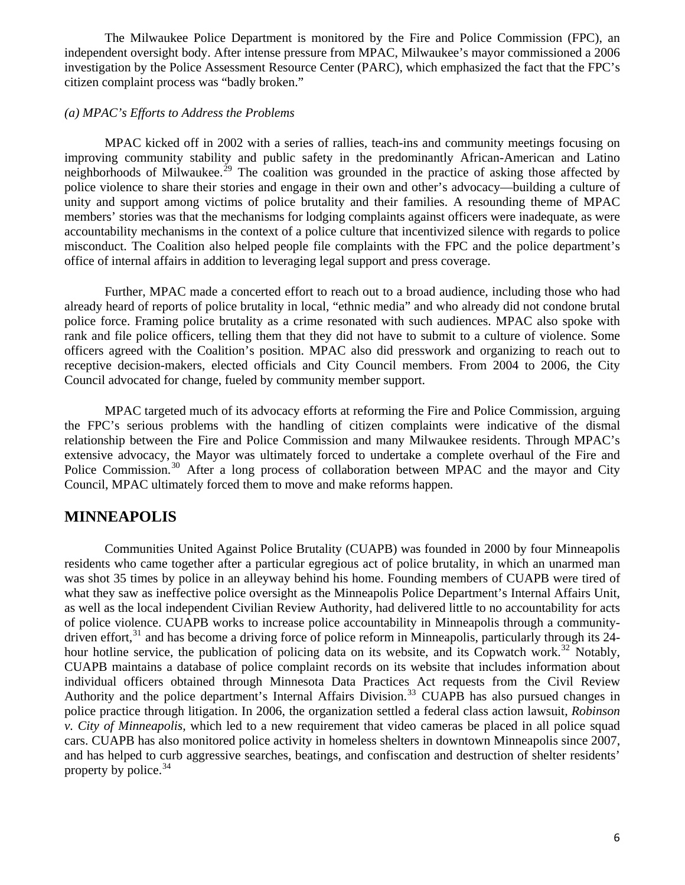The Milwaukee Police Department is monitored by the Fire and Police Commission (FPC), an independent oversight body. After intense pressure from MPAC, Milwaukee's mayor commissioned a 2006 investigation by the Police Assessment Resource Center (PARC), which emphasized the fact that the FPC's citizen complaint process was "badly broken."

*(a) MPAC's Efforts to Address the Problems*

MPAC kicked off in 2002 with a series of rallies, teach-ins and community meetings focusing on improving community stability and public safety in the predominantly African-American and Latino neighborhoods of Milwaukee.[29] The coalition was grounded in the practice of asking those affected by police violence to share their stories and engage in their own and other's advocacy—building a culture of unity and support among victims of police brutality and their families. A resounding theme of MPAC members' stories was that the mechanisms for lodging complaints against officers were inadequate, as were accountability mechanisms in the context of a police culture that incentivized silence with regards to police misconduct. The Coalition also helped people file complaints with the FPC and the police department's office of internal affairs in addition to leveraging legal support and press coverage.

Further, MPAC made a concerted effort to reach out to a broad audience, including those who had already heard of reports of police brutality in local, "ethnic media" and who already did not condone brutal police force. Framing police brutality as a crime resonated with such audiences. MPAC also spoke with rank and file police officers, telling them that they did not have to submit to a culture of violence. Some officers agreed with the Coalition's position. MPAC also did presswork and organizing to reach out to receptive decision-makers, elected officials and City Council members. From 2004 to 2006, the City Council advocated for change, fueled by community member support.

MPAC targeted much of its advocacy efforts at reforming the Fire and Police Commission, arguing the FPC's serious problems with the handling of citizen complaints were indicative of the dismal relationship between the Fire and Police Commission and many Milwaukee residents. Through MPAC's extensive advocacy, the Mayor was ultimately forced to undertake a complete overhaul of the Fire and Police Commission.[30] After a long process of collaboration between MPAC and the mayor and City Council, MPAC ultimately forced them to move and make reforms happen.

## MINNEAPOLIS

Communities United Against Police Brutality (CUAPB) was founded in 2000 by four Minneapolis residents who came together after a particular egregious act of police brutality, in which an unarmed man was shot 35 times by police in an alleyway behind his home. Founding members of CUAPB were tired of what they saw as ineffective police oversight as the Minneapolis Police Department's Internal Affairs Unit, as well as the local independent Civilian Review Authority, had delivered little to no accountability for acts of police violence. CUAPB works to increase police accountability in Minneapolis through a community-driven effort,[31] and has become a driving force of police reform in Minneapolis, particularly through its 24-hour hotline service, the publication of policing data on its website, and its Copwatch work.[32] Notably, CUAPB maintains a database of police complaint records on its website that includes information about individual officers obtained through Minnesota Data Practices Act requests from the Civil Review Authority and the police department's Internal Affairs Division.[33] CUAPB has also pursued changes in police practice through litigation. In 2006, the organization settled a federal class action lawsuit, *Robinson v. City of Minneapolis,* which led to a new requirement that video cameras be placed in all police squad cars. CUAPB has also monitored police activity in homeless shelters in downtown Minneapolis since 2007, and has helped to curb aggressive searches, beatings, and confiscation and destruction of shelter residents' property by police.[34]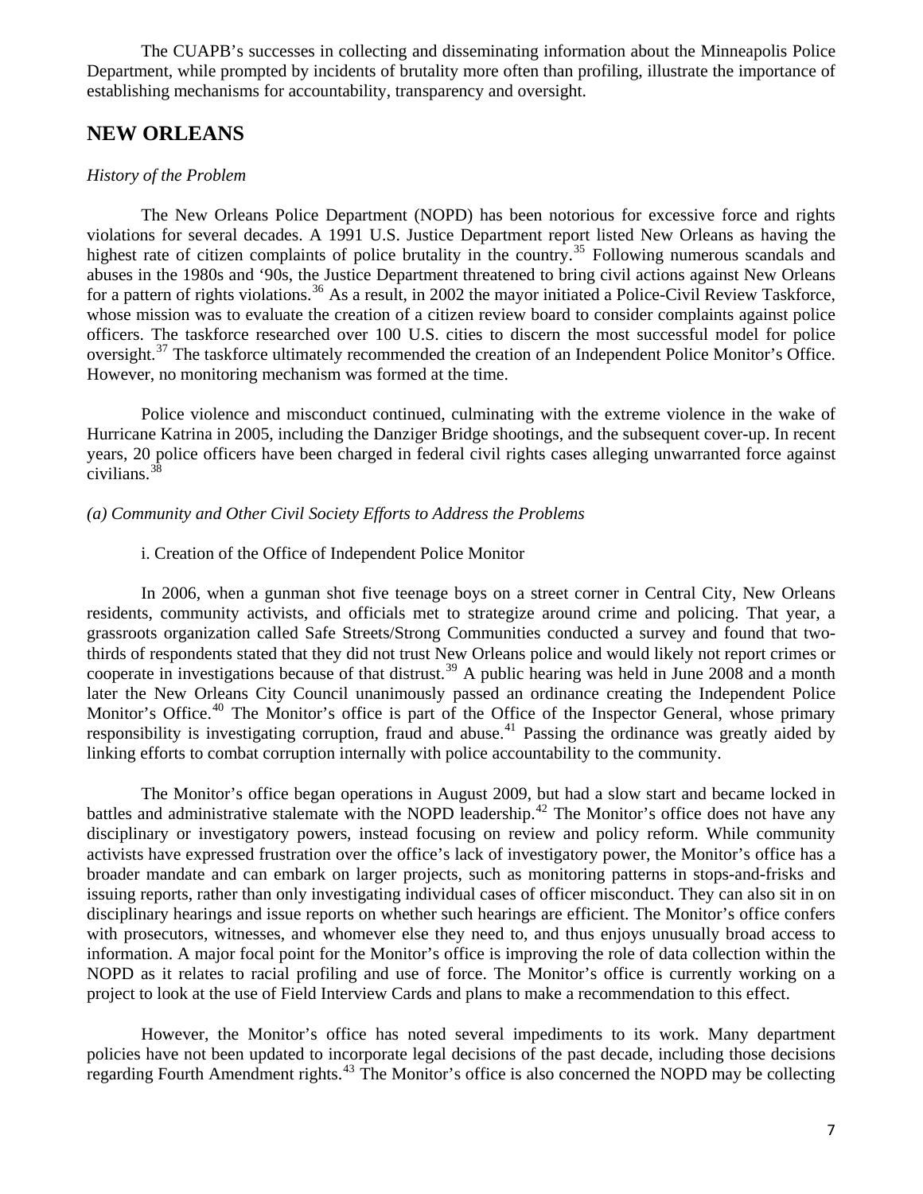The CUAPB's successes in collecting and disseminating information about the Minneapolis Police Department, while prompted by incidents of brutality more often than profiling, illustrate the importance of establishing mechanisms for accountability, transparency and oversight.

## NEW ORLEANS

*History of the Problem*

The New Orleans Police Department (NOPD) has been notorious for excessive force and rights violations for several decades. A 1991 U.S. Justice Department report listed New Orleans as having the highest rate of citizen complaints of police brutality in the country.[35] Following numerous scandals and abuses in the 1980s and '90s, the Justice Department threatened to bring civil actions against New Orleans for a pattern of rights violations.[36] As a result, in 2002 the mayor initiated a Police-Civil Review Taskforce, whose mission was to evaluate the creation of a citizen review board to consider complaints against police officers. The taskforce researched over 100 U.S. cities to discern the most successful model for police oversight.[37] The taskforce ultimately recommended the creation of an Independent Police Monitor's Office. However, no monitoring mechanism was formed at the time.

Police violence and misconduct continued, culminating with the extreme violence in the wake of Hurricane Katrina in 2005, including the Danziger Bridge shootings, and the subsequent cover-up. In recent years, 20 police officers have been charged in federal civil rights cases alleging unwarranted force against civilians.[38]

*(a) Community and Other Civil Society Efforts to Address the Problems*

i. Creation of the Office of Independent Police Monitor

In 2006, when a gunman shot five teenage boys on a street corner in Central City, New Orleans residents, community activists, and officials met to strategize around crime and policing. That year, a grassroots organization called Safe Streets/Strong Communities conducted a survey and found that two-thirds of respondents stated that they did not trust New Orleans police and would likely not report crimes or cooperate in investigations because of that distrust.[39] A public hearing was held in June 2008 and a month later the New Orleans City Council unanimously passed an ordinance creating the Independent Police Monitor's Office.[40] The Monitor's office is part of the Office of the Inspector General, whose primary responsibility is investigating corruption, fraud and abuse.[41] Passing the ordinance was greatly aided by linking efforts to combat corruption internally with police accountability to the community.

The Monitor's office began operations in August 2009, but had a slow start and became locked in battles and administrative stalemate with the NOPD leadership.[42] The Monitor's office does not have any disciplinary or investigatory powers, instead focusing on review and policy reform. While community activists have expressed frustration over the office's lack of investigatory power, the Monitor's office has a broader mandate and can embark on larger projects, such as monitoring patterns in stops-and-frisks and issuing reports, rather than only investigating individual cases of officer misconduct. They can also sit in on disciplinary hearings and issue reports on whether such hearings are efficient. The Monitor's office confers with prosecutors, witnesses, and whomever else they need to, and thus enjoys unusually broad access to information. A major focal point for the Monitor's office is improving the role of data collection within the NOPD as it relates to racial profiling and use of force. The Monitor's office is currently working on a project to look at the use of Field Interview Cards and plans to make a recommendation to this effect.

However, the Monitor's office has noted several impediments to its work. Many department policies have not been updated to incorporate legal decisions of the past decade, including those decisions regarding Fourth Amendment rights.[43] The Monitor's office is also concerned the NOPD may be collecting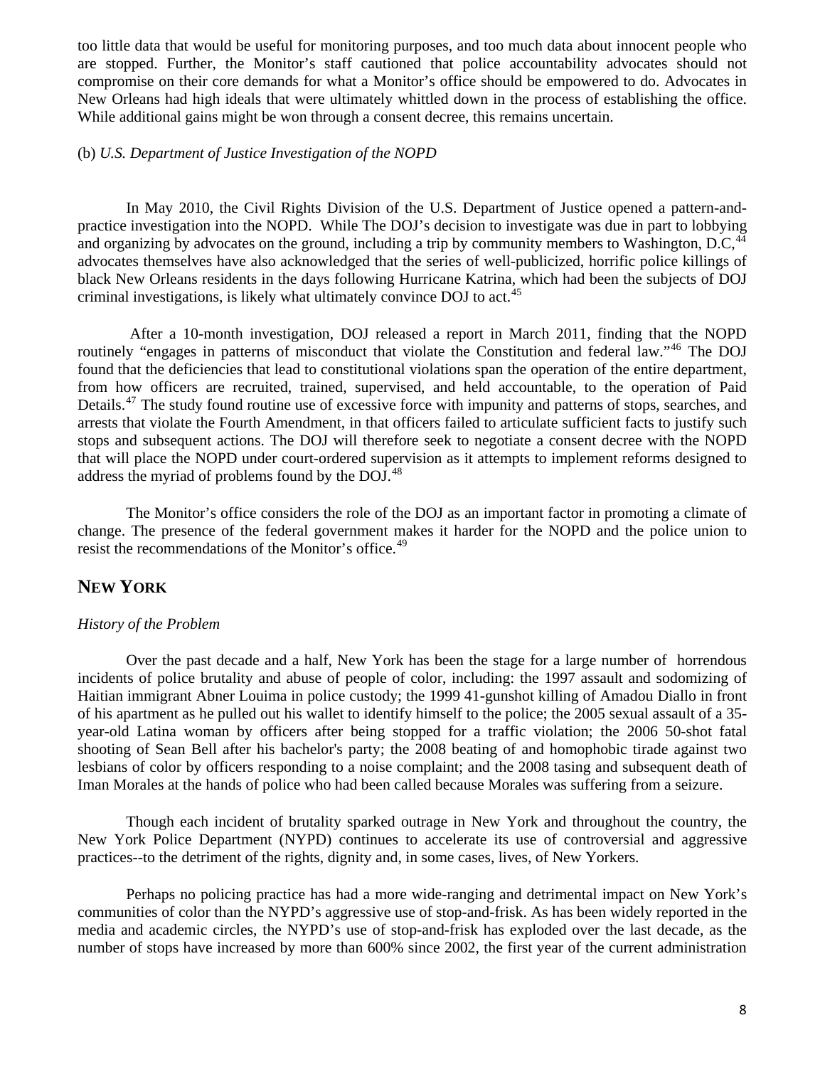too little data that would be useful for monitoring purposes, and too much data about innocent people who are stopped. Further, the Monitor's staff cautioned that police accountability advocates should not compromise on their core demands for what a Monitor's office should be empowered to do. Advocates in New Orleans had high ideals that were ultimately whittled down in the process of establishing the office. While additional gains might be won through a consent decree, this remains uncertain.

(b) *U.S. Department of Justice Investigation of the NOPD*

In May 2010, the Civil Rights Division of the U.S. Department of Justice opened a pattern-and-practice investigation into the NOPD. While The DOJ's decision to investigate was due in part to lobbying and organizing by advocates on the ground, including a trip by community members to Washington, D.C,[44] advocates themselves have also acknowledged that the series of well-publicized, horrific police killings of black New Orleans residents in the days following Hurricane Katrina, which had been the subjects of DOJ criminal investigations, is likely what ultimately convince DOJ to act.[45]

After a 10-month investigation, DOJ released a report in March 2011, finding that the NOPD routinely "engages in patterns of misconduct that violate the Constitution and federal law."[46] The DOJ found that the deficiencies that lead to constitutional violations span the operation of the entire department, from how officers are recruited, trained, supervised, and held accountable, to the operation of Paid Details.[47] The study found routine use of excessive force with impunity and patterns of stops, searches, and arrests that violate the Fourth Amendment, in that officers failed to articulate sufficient facts to justify such stops and subsequent actions. The DOJ will therefore seek to negotiate a consent decree with the NOPD that will place the NOPD under court-ordered supervision as it attempts to implement reforms designed to address the myriad of problems found by the DOJ.[48]

The Monitor's office considers the role of the DOJ as an important factor in promoting a climate of change. The presence of the federal government makes it harder for the NOPD and the police union to resist the recommendations of the Monitor's office.[49]

## NEW YORK

*History of the Problem*

Over the past decade and a half, New York has been the stage for a large number of horrendous incidents of police brutality and abuse of people of color, including: the 1997 assault and sodomizing of Haitian immigrant Abner Louima in police custody; the 1999 41-gunshot killing of Amadou Diallo in front of his apartment as he pulled out his wallet to identify himself to the police; the 2005 sexual assault of a 35-year-old Latina woman by officers after being stopped for a traffic violation; the 2006 50-shot fatal shooting of Sean Bell after his bachelor's party; the 2008 beating of and homophobic tirade against two lesbians of color by officers responding to a noise complaint; and the 2008 tasing and subsequent death of Iman Morales at the hands of police who had been called because Morales was suffering from a seizure.

Though each incident of brutality sparked outrage in New York and throughout the country, the New York Police Department (NYPD) continues to accelerate its use of controversial and aggressive practices--to the detriment of the rights, dignity and, in some cases, lives, of New Yorkers.

Perhaps no policing practice has had a more wide-ranging and detrimental impact on New York's communities of color than the NYPD's aggressive use of stop-and-frisk. As has been widely reported in the media and academic circles, the NYPD's use of stop-and-frisk has exploded over the last decade, as the number of stops have increased by more than 600% since 2002, the first year of the current administration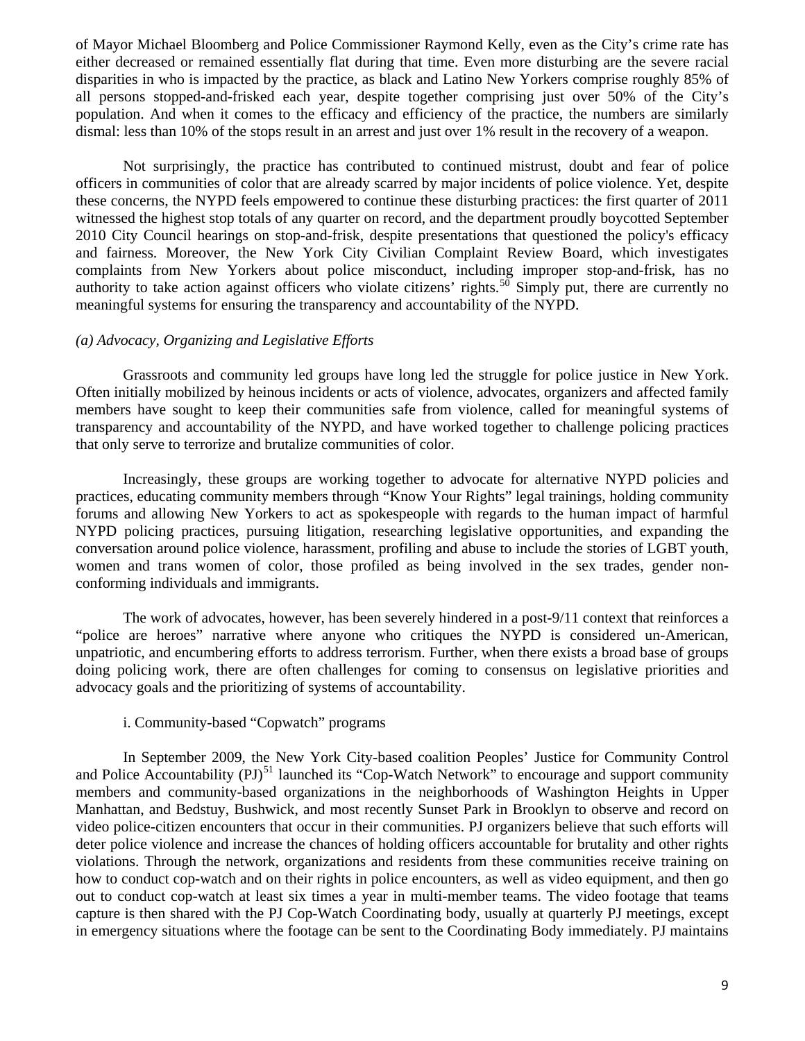of Mayor Michael Bloomberg and Police Commissioner Raymond Kelly, even as the City's crime rate has either decreased or remained essentially flat during that time. Even more disturbing are the severe racial disparities in who is impacted by the practice, as black and Latino New Yorkers comprise roughly 85% of all persons stopped-and-frisked each year, despite together comprising just over 50% of the City's population. And when it comes to the efficacy and efficiency of the practice, the numbers are similarly dismal: less than 10% of the stops result in an arrest and just over 1% result in the recovery of a weapon.

Not surprisingly, the practice has contributed to continued mistrust, doubt and fear of police officers in communities of color that are already scarred by major incidents of police violence. Yet, despite these concerns, the NYPD feels empowered to continue these disturbing practices: the first quarter of 2011 witnessed the highest stop totals of any quarter on record, and the department proudly boycotted September 2010 City Council hearings on stop-and-frisk, despite presentations that questioned the policy's efficacy and fairness. Moreover, the New York City Civilian Complaint Review Board, which investigates complaints from New Yorkers about police misconduct, including improper stop-and-frisk, has no authority to take action against officers who violate citizens' rights.[50] Simply put, there are currently no meaningful systems for ensuring the transparency and accountability of the NYPD.

*(a) Advocacy, Organizing and Legislative Efforts*

Grassroots and community led groups have long led the struggle for police justice in New York. Often initially mobilized by heinous incidents or acts of violence, advocates, organizers and affected family members have sought to keep their communities safe from violence, called for meaningful systems of transparency and accountability of the NYPD, and have worked together to challenge policing practices that only serve to terrorize and brutalize communities of color.

Increasingly, these groups are working together to advocate for alternative NYPD policies and practices, educating community members through "Know Your Rights" legal trainings, holding community forums and allowing New Yorkers to act as spokespeople with regards to the human impact of harmful NYPD policing practices, pursuing litigation, researching legislative opportunities, and expanding the conversation around police violence, harassment, profiling and abuse to include the stories of LGBT youth, women and trans women of color, those profiled as being involved in the sex trades, gender non-conforming individuals and immigrants.

The work of advocates, however, has been severely hindered in a post-9/11 context that reinforces a "police are heroes" narrative where anyone who critiques the NYPD is considered un-American, unpatriotic, and encumbering efforts to address terrorism. Further, when there exists a broad base of groups doing policing work, there are often challenges for coming to consensus on legislative priorities and advocacy goals and the prioritizing of systems of accountability.

i. Community-based "Copwatch" programs

In September 2009, the New York City-based coalition Peoples' Justice for Community Control and Police Accountability (PJ)[51] launched its "Cop-Watch Network" to encourage and support community members and community-based organizations in the neighborhoods of Washington Heights in Upper Manhattan, and Bedstuy, Bushwick, and most recently Sunset Park in Brooklyn to observe and record on video police-citizen encounters that occur in their communities. PJ organizers believe that such efforts will deter police violence and increase the chances of holding officers accountable for brutality and other rights violations. Through the network, organizations and residents from these communities receive training on how to conduct cop-watch and on their rights in police encounters, as well as video equipment, and then go out to conduct cop-watch at least six times a year in multi-member teams. The video footage that teams capture is then shared with the PJ Cop-Watch Coordinating body, usually at quarterly PJ meetings, except in emergency situations where the footage can be sent to the Coordinating Body immediately. PJ maintains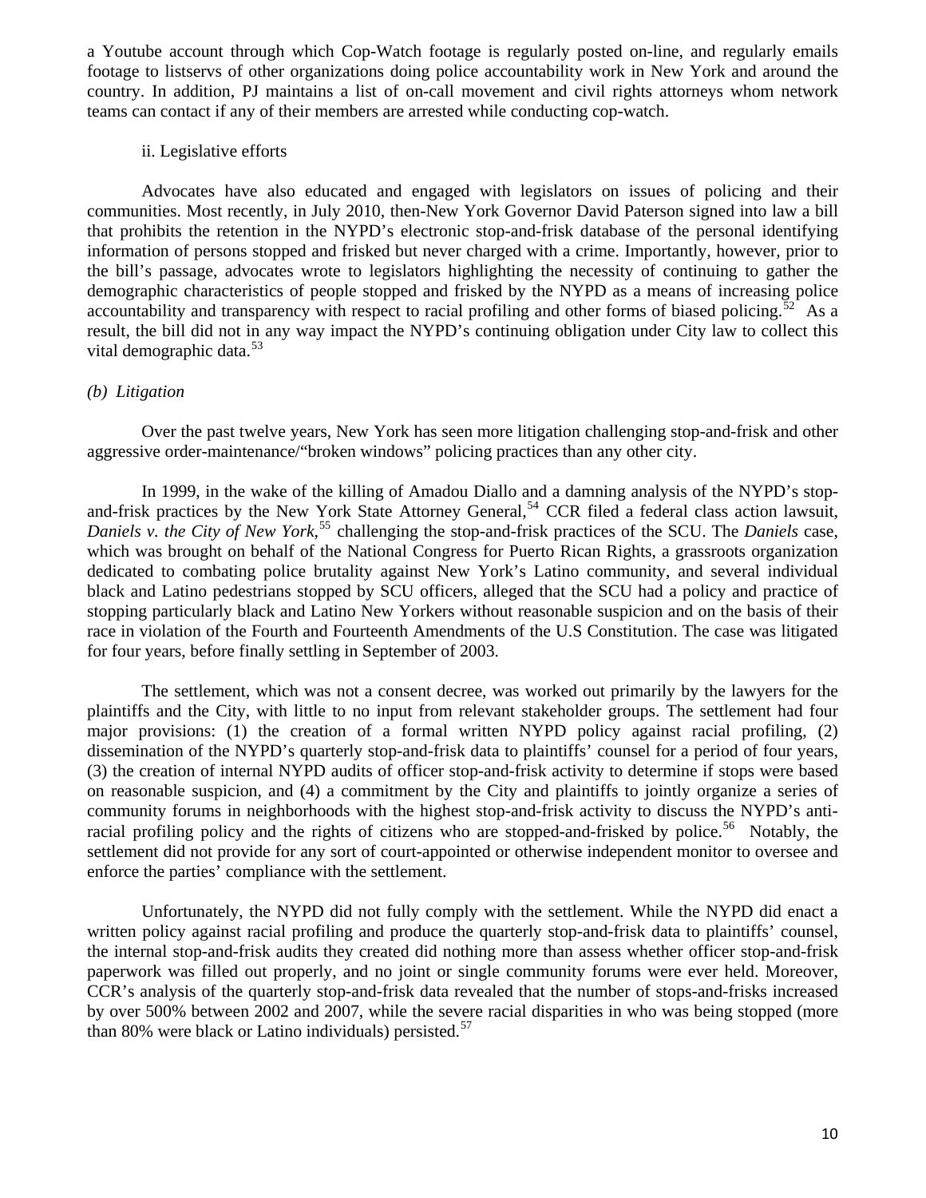a Youtube account through which Cop-Watch footage is regularly posted on-line, and regularly emails footage to listservs of other organizations doing police accountability work in New York and around the country. In addition, PJ maintains a list of on-call movement and civil rights attorneys whom network teams can contact if any of their members are arrested while conducting cop-watch.

ii. Legislative efforts

Advocates have also educated and engaged with legislators on issues of policing and their communities. Most recently, in July 2010, then-New York Governor David Paterson signed into law a bill that prohibits the retention in the NYPD's electronic stop-and-frisk database of the personal identifying information of persons stopped and frisked but never charged with a crime. Importantly, however, prior to the bill's passage, advocates wrote to legislators highlighting the necessity of continuing to gather the demographic characteristics of people stopped and frisked by the NYPD as a means of increasing police accountability and transparency with respect to racial profiling and other forms of biased policing.[52] As a result, the bill did not in any way impact the NYPD's continuing obligation under City law to collect this vital demographic data.[53]

*(b) Litigation*

Over the past twelve years, New York has seen more litigation challenging stop-and-frisk and other aggressive order-maintenance/"broken windows" policing practices than any other city.

In 1999, in the wake of the killing of Amadou Diallo and a damning analysis of the NYPD's stop-and-frisk practices by the New York State Attorney General,[54] CCR filed a federal class action lawsuit, *Daniels v. the City of New York*,[55] challenging the stop-and-frisk practices of the SCU. The *Daniels* case, which was brought on behalf of the National Congress for Puerto Rican Rights, a grassroots organization dedicated to combating police brutality against New York's Latino community, and several individual black and Latino pedestrians stopped by SCU officers, alleged that the SCU had a policy and practice of stopping particularly black and Latino New Yorkers without reasonable suspicion and on the basis of their race in violation of the Fourth and Fourteenth Amendments of the U.S Constitution. The case was litigated for four years, before finally settling in September of 2003.

The settlement, which was not a consent decree, was worked out primarily by the lawyers for the plaintiffs and the City, with little to no input from relevant stakeholder groups. The settlement had four major provisions: (1) the creation of a formal written NYPD policy against racial profiling, (2) dissemination of the NYPD's quarterly stop-and-frisk data to plaintiffs' counsel for a period of four years, (3) the creation of internal NYPD audits of officer stop-and-frisk activity to determine if stops were based on reasonable suspicion, and (4) a commitment by the City and plaintiffs to jointly organize a series of community forums in neighborhoods with the highest stop-and-frisk activity to discuss the NYPD's anti-racial profiling policy and the rights of citizens who are stopped-and-frisked by police.[56] Notably, the settlement did not provide for any sort of court-appointed or otherwise independent monitor to oversee and enforce the parties' compliance with the settlement.

Unfortunately, the NYPD did not fully comply with the settlement. While the NYPD did enact a written policy against racial profiling and produce the quarterly stop-and-frisk data to plaintiffs' counsel, the internal stop-and-frisk audits they created did nothing more than assess whether officer stop-and-frisk paperwork was filled out properly, and no joint or single community forums were ever held. Moreover, CCR's analysis of the quarterly stop-and-frisk data revealed that the number of stops-and-frisks increased by over 500% between 2002 and 2007, while the severe racial disparities in who was being stopped (more than 80% were black or Latino individuals) persisted.[57]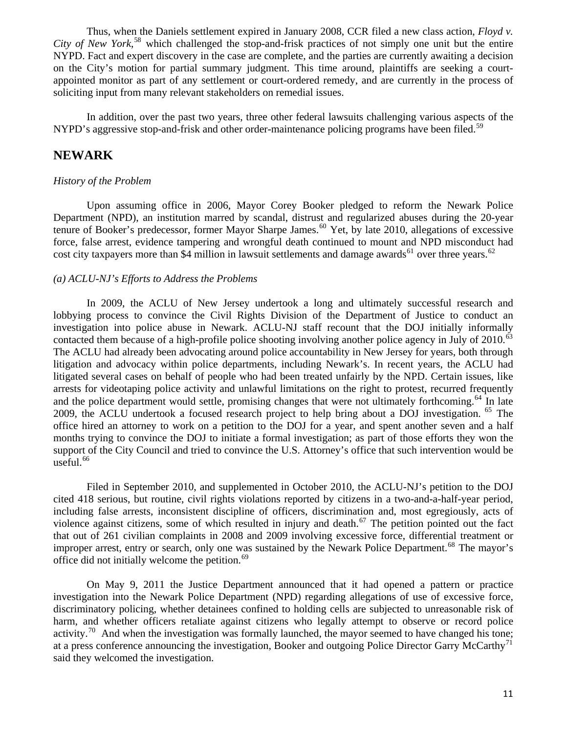Thus, when the Daniels settlement expired in January 2008, CCR filed a new class action, *Floyd v. City of New York*,[58] which challenged the stop-and-frisk practices of not simply one unit but the entire NYPD. Fact and expert discovery in the case are complete, and the parties are currently awaiting a decision on the City's motion for partial summary judgment. This time around, plaintiffs are seeking a court-appointed monitor as part of any settlement or court-ordered remedy, and are currently in the process of soliciting input from many relevant stakeholders on remedial issues.

In addition, over the past two years, three other federal lawsuits challenging various aspects of the NYPD's aggressive stop-and-frisk and other order-maintenance policing programs have been filed.[59]

## NEWARK

*History of the Problem*

Upon assuming office in 2006, Mayor Corey Booker pledged to reform the Newark Police Department (NPD), an institution marred by scandal, distrust and regularized abuses during the 20-year tenure of Booker's predecessor, former Mayor Sharpe James.[60] Yet, by late 2010, allegations of excessive force, false arrest, evidence tampering and wrongful death continued to mount and NPD misconduct had cost city taxpayers more than $4 million in lawsuit settlements and damage awards[61] over three years.[62]

*(a) ACLU-NJ's Efforts to Address the Problems*

In 2009, the ACLU of New Jersey undertook a long and ultimately successful research and lobbying process to convince the Civil Rights Division of the Department of Justice to conduct an investigation into police abuse in Newark. ACLU-NJ staff recount that the DOJ initially informally contacted them because of a high-profile police shooting involving another police agency in July of 2010.[63] The ACLU had already been advocating around police accountability in New Jersey for years, both through litigation and advocacy within police departments, including Newark's. In recent years, the ACLU had litigated several cases on behalf of people who had been treated unfairly by the NPD. Certain issues, like arrests for videotaping police activity and unlawful limitations on the right to protest, recurred frequently and the police department would settle, promising changes that were not ultimately forthcoming.[64] In late 2009, the ACLU undertook a focused research project to help bring about a DOJ investigation.[65] The office hired an attorney to work on a petition to the DOJ for a year, and spent another seven and a half months trying to convince the DOJ to initiate a formal investigation; as part of those efforts they won the support of the City Council and tried to convince the U.S. Attorney's office that such intervention would be useful.[66]

Filed in September 2010, and supplemented in October 2010, the ACLU-NJ's petition to the DOJ cited 418 serious, but routine, civil rights violations reported by citizens in a two-and-a-half-year period, including false arrests, inconsistent discipline of officers, discrimination and, most egregiously, acts of violence against citizens, some of which resulted in injury and death.[67] The petition pointed out the fact that out of 261 civilian complaints in 2008 and 2009 involving excessive force, differential treatment or improper arrest, entry or search, only one was sustained by the Newark Police Department.[68] The mayor's office did not initially welcome the petition.[69]

On May 9, 2011 the Justice Department announced that it had opened a pattern or practice investigation into the Newark Police Department (NPD) regarding allegations of use of excessive force, discriminatory policing, whether detainees confined to holding cells are subjected to unreasonable risk of harm, and whether officers retaliate against citizens who legally attempt to observe or record police activity.[70] And when the investigation was formally launched, the mayor seemed to have changed his tone; at a press conference announcing the investigation, Booker and outgoing Police Director Garry McCarthy[71] said they welcomed the investigation.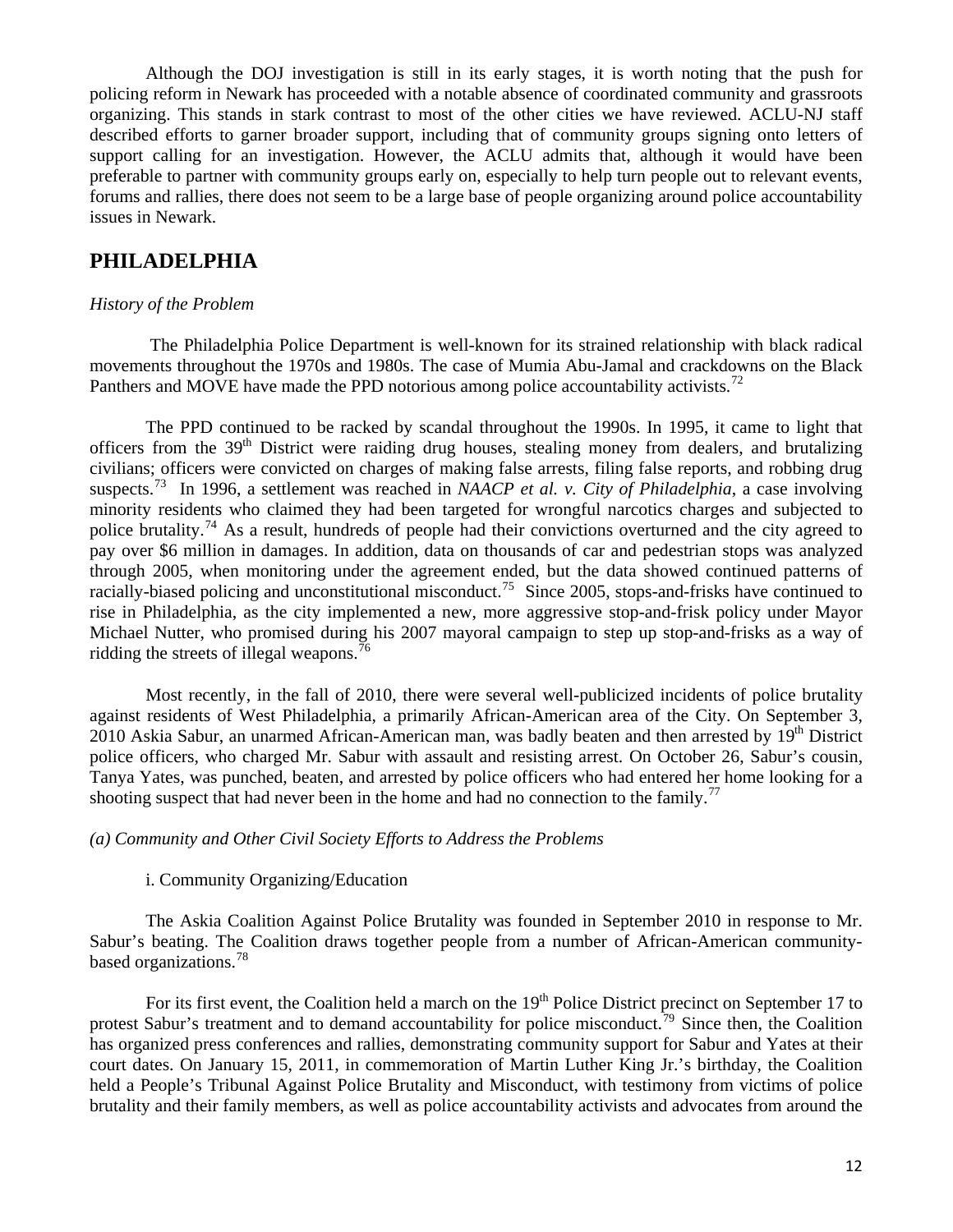Although the DOJ investigation is still in its early stages, it is worth noting that the push for policing reform in Newark has proceeded with a notable absence of coordinated community and grassroots organizing. This stands in stark contrast to most of the other cities we have reviewed. ACLU-NJ staff described efforts to garner broader support, including that of community groups signing onto letters of support calling for an investigation. However, the ACLU admits that, although it would have been preferable to partner with community groups early on, especially to help turn people out to relevant events, forums and rallies, there does not seem to be a large base of people organizing around police accountability issues in Newark.

## PHILADELPHIA

*History of the Problem*

The Philadelphia Police Department is well-known for its strained relationship with black radical movements throughout the 1970s and 1980s. The case of Mumia Abu-Jamal and crackdowns on the Black Panthers and MOVE have made the PPD notorious among police accountability activists.[72]

The PPD continued to be racked by scandal throughout the 1990s. In 1995, it came to light that officers from the 39th District were raiding drug houses, stealing money from dealers, and brutalizing civilians; officers were convicted on charges of making false arrests, filing false reports, and robbing drug suspects.[73] In 1996, a settlement was reached in *NAACP et al. v. City of Philadelphia*, a case involving minority residents who claimed they had been targeted for wrongful narcotics charges and subjected to police brutality.[74] As a result, hundreds of people had their convictions overturned and the city agreed to pay over $6 million in damages. In addition, data on thousands of car and pedestrian stops was analyzed through 2005, when monitoring under the agreement ended, but the data showed continued patterns of racially-biased policing and unconstitutional misconduct.[75] Since 2005, stops-and-frisks have continued to rise in Philadelphia, as the city implemented a new, more aggressive stop-and-frisk policy under Mayor Michael Nutter, who promised during his 2007 mayoral campaign to step up stop-and-frisks as a way of ridding the streets of illegal weapons.[76]

Most recently, in the fall of 2010, there were several well-publicized incidents of police brutality against residents of West Philadelphia, a primarily African-American area of the City. On September 3, 2010 Askia Sabur, an unarmed African-American man, was badly beaten and then arrested by 19th District police officers, who charged Mr. Sabur with assault and resisting arrest. On October 26, Sabur's cousin, Tanya Yates, was punched, beaten, and arrested by police officers who had entered her home looking for a shooting suspect that had never been in the home and had no connection to the family.[77]

*(a) Community and Other Civil Society Efforts to Address the Problems*

i. Community Organizing/Education

The Askia Coalition Against Police Brutality was founded in September 2010 in response to Mr. Sabur's beating. The Coalition draws together people from a number of African-American community-based organizations.[78]

For its first event, the Coalition held a march on the 19th Police District precinct on September 17 to protest Sabur's treatment and to demand accountability for police misconduct.[79] Since then, the Coalition has organized press conferences and rallies, demonstrating community support for Sabur and Yates at their court dates. On January 15, 2011, in commemoration of Martin Luther King Jr.'s birthday, the Coalition held a People's Tribunal Against Police Brutality and Misconduct, with testimony from victims of police brutality and their family members, as well as police accountability activists and advocates from around the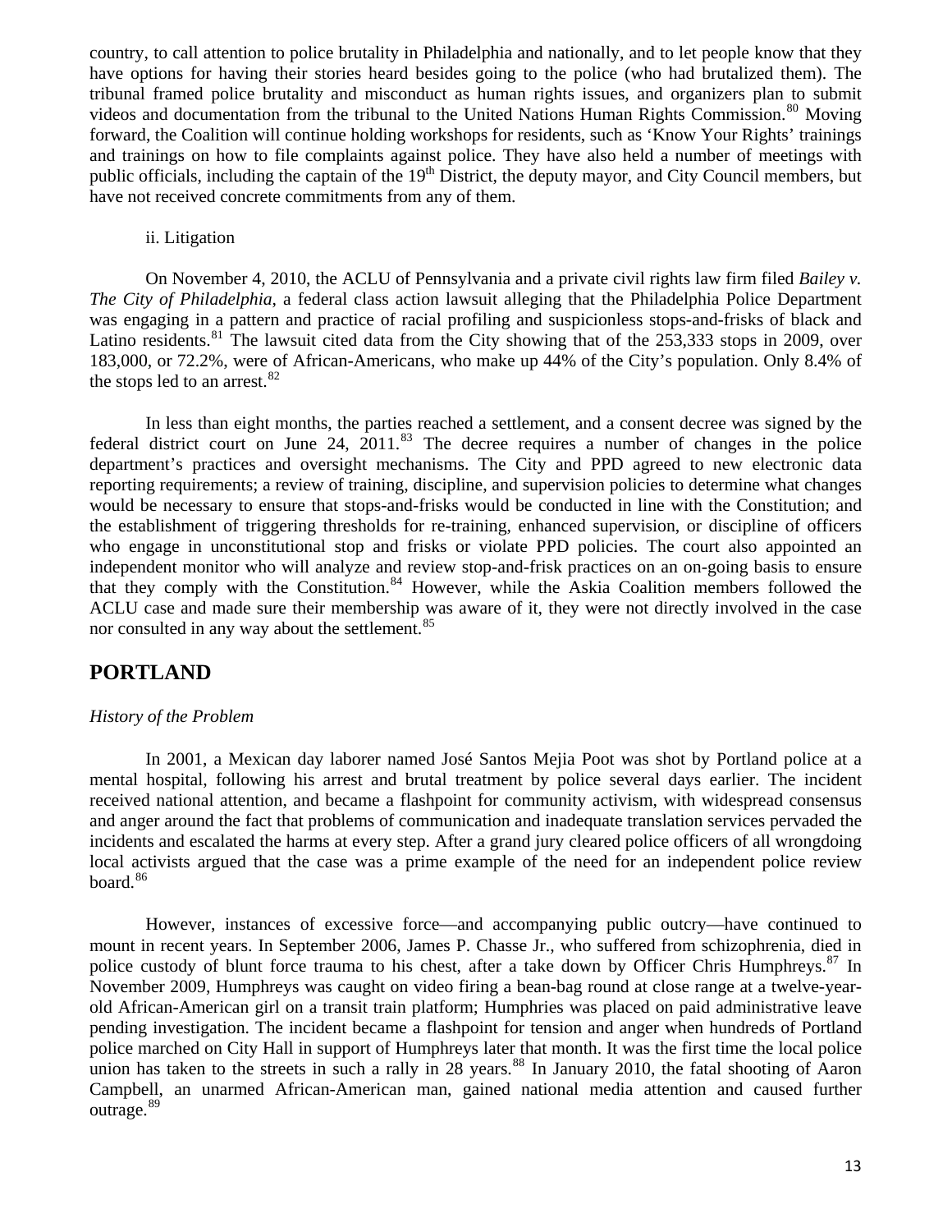country, to call attention to police brutality in Philadelphia and nationally, and to let people know that they have options for having their stories heard besides going to the police (who had brutalized them). The tribunal framed police brutality and misconduct as human rights issues, and organizers plan to submit videos and documentation from the tribunal to the United Nations Human Rights Commission.[80] Moving forward, the Coalition will continue holding workshops for residents, such as 'Know Your Rights' trainings and trainings on how to file complaints against police. They have also held a number of meetings with public officials, including the captain of the 19th District, the deputy mayor, and City Council members, but have not received concrete commitments from any of them.

ii. Litigation

On November 4, 2010, the ACLU of Pennsylvania and a private civil rights law firm filed *Bailey v. The City of Philadelphia*, a federal class action lawsuit alleging that the Philadelphia Police Department was engaging in a pattern and practice of racial profiling and suspicionless stops-and-frisks of black and Latino residents.[81] The lawsuit cited data from the City showing that of the 253,333 stops in 2009, over 183,000, or 72.2%, were of African-Americans, who make up 44% of the City's population. Only 8.4% of the stops led to an arrest.[82]

In less than eight months, the parties reached a settlement, and a consent decree was signed by the federal district court on June 24, 2011.[83] The decree requires a number of changes in the police department's practices and oversight mechanisms. The City and PPD agreed to new electronic data reporting requirements; a review of training, discipline, and supervision policies to determine what changes would be necessary to ensure that stops-and-frisks would be conducted in line with the Constitution; and the establishment of triggering thresholds for re-training, enhanced supervision, or discipline of officers who engage in unconstitutional stop and frisks or violate PPD policies. The court also appointed an independent monitor who will analyze and review stop-and-frisk practices on an on-going basis to ensure that they comply with the Constitution.[84] However, while the Askia Coalition members followed the ACLU case and made sure their membership was aware of it, they were not directly involved in the case nor consulted in any way about the settlement.[85]

## PORTLAND

*History of the Problem*

In 2001, a Mexican day laborer named José Santos Mejia Poot was shot by Portland police at a mental hospital, following his arrest and brutal treatment by police several days earlier. The incident received national attention, and became a flashpoint for community activism, with widespread consensus and anger around the fact that problems of communication and inadequate translation services pervaded the incidents and escalated the harms at every step. After a grand jury cleared police officers of all wrongdoing local activists argued that the case was a prime example of the need for an independent police review board.[86]

However, instances of excessive force—and accompanying public outcry—have continued to mount in recent years. In September 2006, James P. Chasse Jr., who suffered from schizophrenia, died in police custody of blunt force trauma to his chest, after a take down by Officer Chris Humphreys.[87] In November 2009, Humphreys was caught on video firing a bean-bag round at close range at a twelve-year-old African-American girl on a transit train platform; Humphries was placed on paid administrative leave pending investigation. The incident became a flashpoint for tension and anger when hundreds of Portland police marched on City Hall in support of Humphreys later that month. It was the first time the local police union has taken to the streets in such a rally in 28 years.[88] In January 2010, the fatal shooting of Aaron Campbell, an unarmed African-American man, gained national media attention and caused further outrage.[89]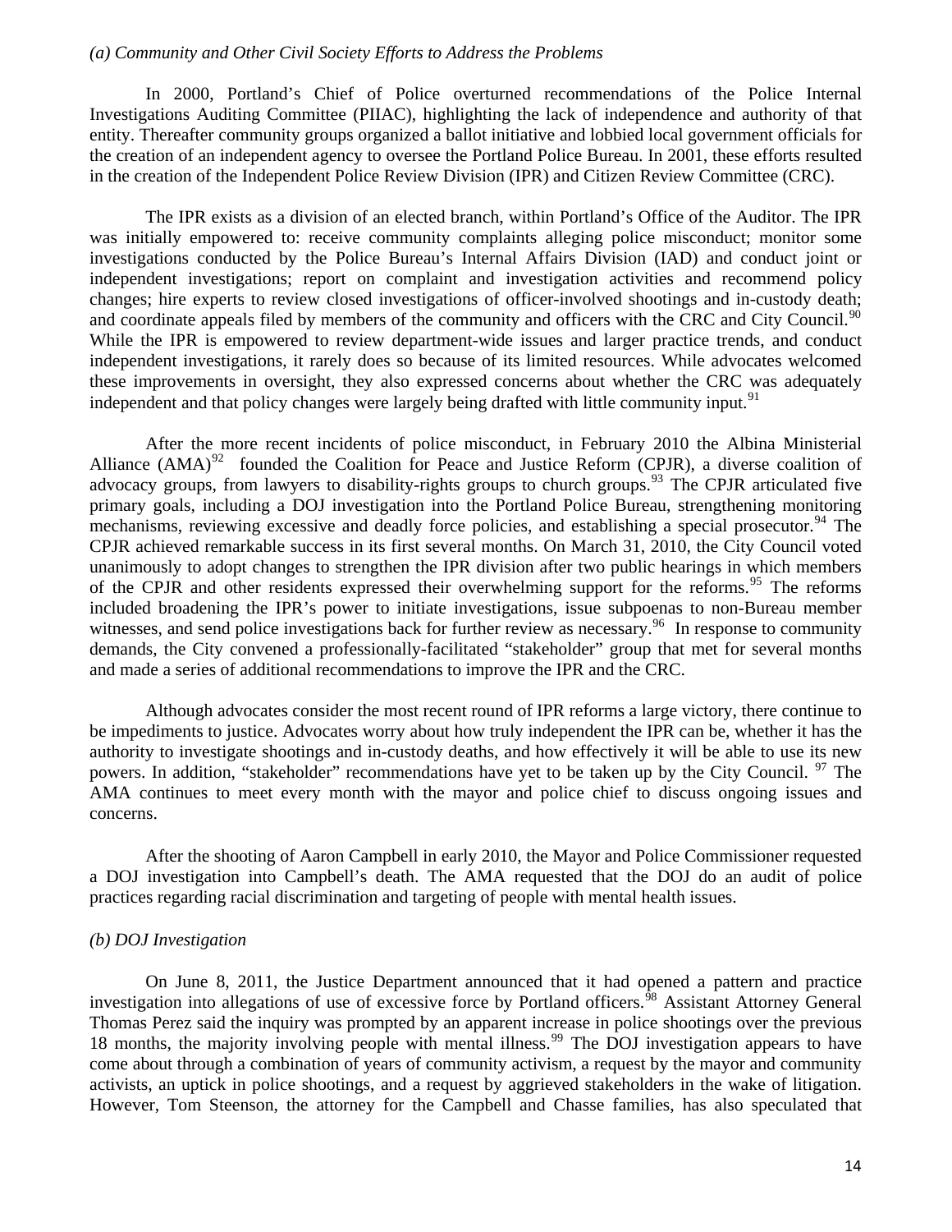*(a) Community and Other Civil Society Efforts to Address the Problems*

In 2000, Portland's Chief of Police overturned recommendations of the Police Internal Investigations Auditing Committee (PIIAC), highlighting the lack of independence and authority of that entity. Thereafter community groups organized a ballot initiative and lobbied local government officials for the creation of an independent agency to oversee the Portland Police Bureau. In 2001, these efforts resulted in the creation of the Independent Police Review Division (IPR) and Citizen Review Committee (CRC).

The IPR exists as a division of an elected branch, within Portland's Office of the Auditor. The IPR was initially empowered to: receive community complaints alleging police misconduct; monitor some investigations conducted by the Police Bureau's Internal Affairs Division (IAD) and conduct joint or independent investigations; report on complaint and investigation activities and recommend policy changes; hire experts to review closed investigations of officer-involved shootings and in-custody death; and coordinate appeals filed by members of the community and officers with the CRC and City Council.[90] While the IPR is empowered to review department-wide issues and larger practice trends, and conduct independent investigations, it rarely does so because of its limited resources. While advocates welcomed these improvements in oversight, they also expressed concerns about whether the CRC was adequately independent and that policy changes were largely being drafted with little community input.[91]

After the more recent incidents of police misconduct, in February 2010 the Albina Ministerial Alliance (AMA)[92] founded the Coalition for Peace and Justice Reform (CPJR), a diverse coalition of advocacy groups, from lawyers to disability-rights groups to church groups.[93] The CPJR articulated five primary goals, including a DOJ investigation into the Portland Police Bureau, strengthening monitoring mechanisms, reviewing excessive and deadly force policies, and establishing a special prosecutor.[94] The CPJR achieved remarkable success in its first several months. On March 31, 2010, the City Council voted unanimously to adopt changes to strengthen the IPR division after two public hearings in which members of the CPJR and other residents expressed their overwhelming support for the reforms.[95] The reforms included broadening the IPR's power to initiate investigations, issue subpoenas to non-Bureau member witnesses, and send police investigations back for further review as necessary.[96] In response to community demands, the City convened a professionally-facilitated "stakeholder" group that met for several months and made a series of additional recommendations to improve the IPR and the CRC.

Although advocates consider the most recent round of IPR reforms a large victory, there continue to be impediments to justice. Advocates worry about how truly independent the IPR can be, whether it has the authority to investigate shootings and in-custody deaths, and how effectively it will be able to use its new powers. In addition, "stakeholder" recommendations have yet to be taken up by the City Council.[97] The AMA continues to meet every month with the mayor and police chief to discuss ongoing issues and concerns.

After the shooting of Aaron Campbell in early 2010, the Mayor and Police Commissioner requested a DOJ investigation into Campbell's death. The AMA requested that the DOJ do an audit of police practices regarding racial discrimination and targeting of people with mental health issues.

*(b) DOJ Investigation*

On June 8, 2011, the Justice Department announced that it had opened a pattern and practice investigation into allegations of use of excessive force by Portland officers.[98] Assistant Attorney General Thomas Perez said the inquiry was prompted by an apparent increase in police shootings over the previous 18 months, the majority involving people with mental illness.[99] The DOJ investigation appears to have come about through a combination of years of community activism, a request by the mayor and community activists, an uptick in police shootings, and a request by aggrieved stakeholders in the wake of litigation. However, Tom Steenson, the attorney for the Campbell and Chasse families, has also speculated that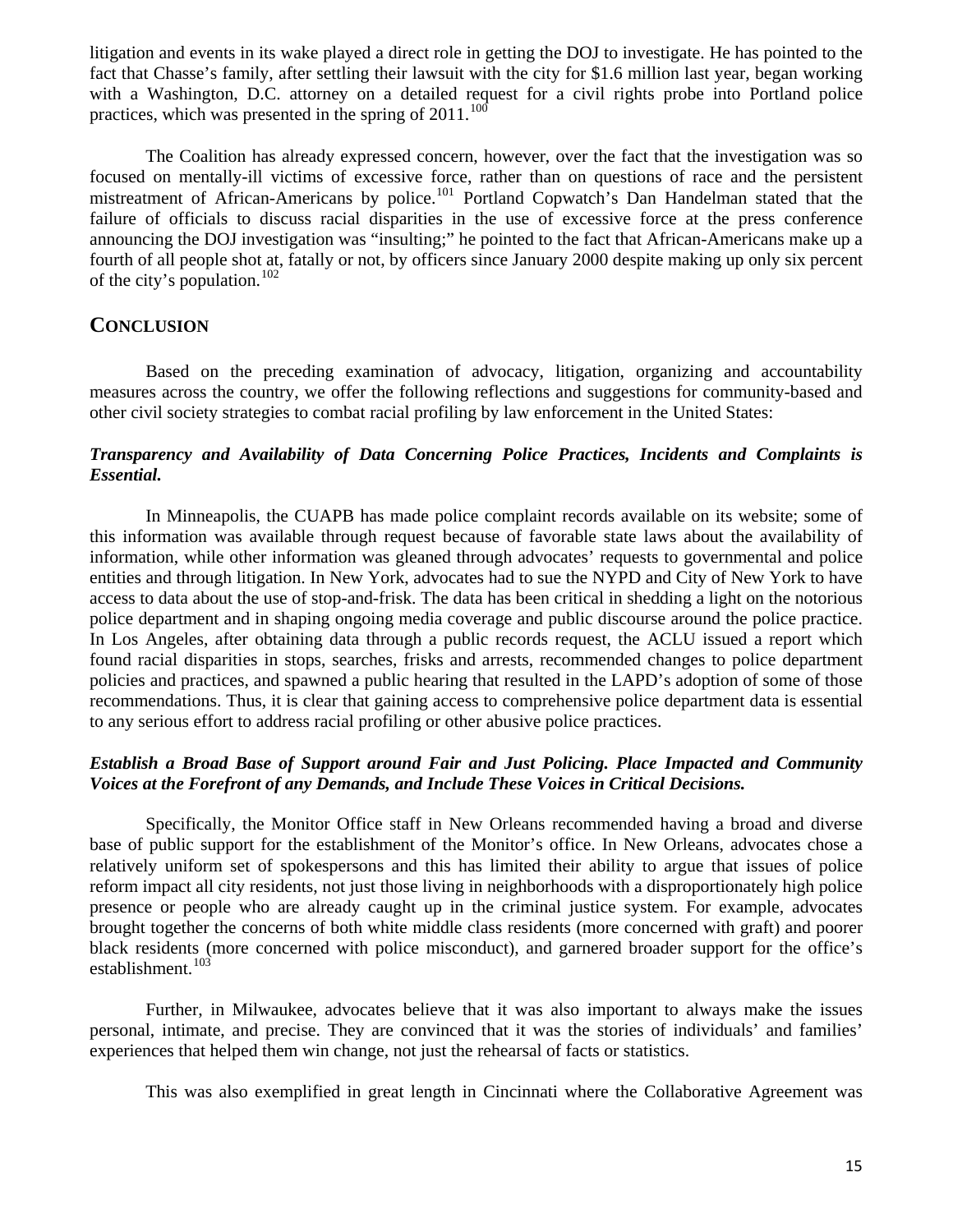litigation and events in its wake played a direct role in getting the DOJ to investigate. He has pointed to the fact that Chasse's family, after settling their lawsuit with the city for $1.6 million last year, began working with a Washington, D.C. attorney on a detailed request for a civil rights probe into Portland police practices, which was presented in the spring of 2011.[100]

The Coalition has already expressed concern, however, over the fact that the investigation was so focused on mentally-ill victims of excessive force, rather than on questions of race and the persistent mistreatment of African-Americans by police.[101] Portland Copwatch's Dan Handelman stated that the failure of officials to discuss racial disparities in the use of excessive force at the press conference announcing the DOJ investigation was "insulting;" he pointed to the fact that African-Americans make up a fourth of all people shot at, fatally or not, by officers since January 2000 despite making up only six percent of the city's population.[102]

## CONCLUSION

Based on the preceding examination of advocacy, litigation, organizing and accountability measures across the country, we offer the following reflections and suggestions for community-based and other civil society strategies to combat racial profiling by law enforcement in the United States:

### *Transparency and Availability of Data Concerning Police Practices, Incidents and Complaints is Essential.*

In Minneapolis, the CUAPB has made police complaint records available on its website; some of this information was available through request because of favorable state laws about the availability of information, while other information was gleaned through advocates' requests to governmental and police entities and through litigation. In New York, advocates had to sue the NYPD and City of New York to have access to data about the use of stop-and-frisk. The data has been critical in shedding a light on the notorious police department and in shaping ongoing media coverage and public discourse around the police practice. In Los Angeles, after obtaining data through a public records request, the ACLU issued a report which found racial disparities in stops, searches, frisks and arrests, recommended changes to police department policies and practices, and spawned a public hearing that resulted in the LAPD's adoption of some of those recommendations. Thus, it is clear that gaining access to comprehensive police department data is essential to any serious effort to address racial profiling or other abusive police practices.

### *Establish a Broad Base of Support around Fair and Just Policing. Place Impacted and Community Voices at the Forefront of any Demands, and Include These Voices in Critical Decisions.*

Specifically, the Monitor Office staff in New Orleans recommended having a broad and diverse base of public support for the establishment of the Monitor's office. In New Orleans, advocates chose a relatively uniform set of spokespersons and this has limited their ability to argue that issues of police reform impact all city residents, not just those living in neighborhoods with a disproportionately high police presence or people who are already caught up in the criminal justice system. For example, advocates brought together the concerns of both white middle class residents (more concerned with graft) and poorer black residents (more concerned with police misconduct), and garnered broader support for the office's establishment.[103]

Further, in Milwaukee, advocates believe that it was also important to always make the issues personal, intimate, and precise. They are convinced that it was the stories of individuals' and families' experiences that helped them win change, not just the rehearsal of facts or statistics.

This was also exemplified in great length in Cincinnati where the Collaborative Agreement was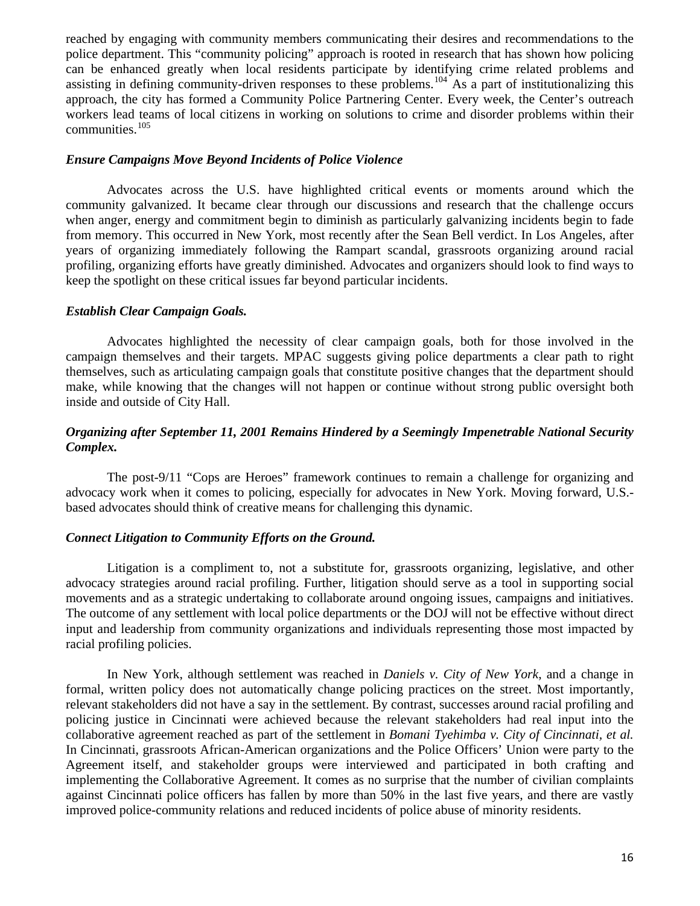reached by engaging with community members communicating their desires and recommendations to the police department. This "community policing" approach is rooted in research that has shown how policing can be enhanced greatly when local residents participate by identifying crime related problems and assisting in defining community-driven responses to these problems.[104] As a part of institutionalizing this approach, the city has formed a Community Police Partnering Center. Every week, the Center's outreach workers lead teams of local citizens in working on solutions to crime and disorder problems within their communities.[105]

***Ensure Campaigns Move Beyond Incidents of Police Violence***

Advocates across the U.S. have highlighted critical events or moments around which the community galvanized. It became clear through our discussions and research that the challenge occurs when anger, energy and commitment begin to diminish as particularly galvanizing incidents begin to fade from memory. This occurred in New York, most recently after the Sean Bell verdict. In Los Angeles, after years of organizing immediately following the Rampart scandal, grassroots organizing around racial profiling, organizing efforts have greatly diminished. Advocates and organizers should look to find ways to keep the spotlight on these critical issues far beyond particular incidents.

***Establish Clear Campaign Goals.***

Advocates highlighted the necessity of clear campaign goals, both for those involved in the campaign themselves and their targets. MPAC suggests giving police departments a clear path to right themselves, such as articulating campaign goals that constitute positive changes that the department should make, while knowing that the changes will not happen or continue without strong public oversight both inside and outside of City Hall.

***Organizing after September 11, 2001 Remains Hindered by a Seemingly Impenetrable National Security Complex.***

The post-9/11 "Cops are Heroes" framework continues to remain a challenge for organizing and advocacy work when it comes to policing, especially for advocates in New York. Moving forward, U.S.-based advocates should think of creative means for challenging this dynamic.

***Connect Litigation to Community Efforts on the Ground.***

Litigation is a compliment to, not a substitute for, grassroots organizing, legislative, and other advocacy strategies around racial profiling. Further, litigation should serve as a tool in supporting social movements and as a strategic undertaking to collaborate around ongoing issues, campaigns and initiatives. The outcome of any settlement with local police departments or the DOJ will not be effective without direct input and leadership from community organizations and individuals representing those most impacted by racial profiling policies.

In New York, although settlement was reached in *Daniels v. City of New York*, and a change in formal, written policy does not automatically change policing practices on the street. Most importantly, relevant stakeholders did not have a say in the settlement. By contrast, successes around racial profiling and policing justice in Cincinnati were achieved because the relevant stakeholders had real input into the collaborative agreement reached as part of the settlement in *Bomani Tyehimba v. City of Cincinnati, et al.* In Cincinnati, grassroots African-American organizations and the Police Officers' Union were party to the Agreement itself, and stakeholder groups were interviewed and participated in both crafting and implementing the Collaborative Agreement. It comes as no surprise that the number of civilian complaints against Cincinnati police officers has fallen by more than 50% in the last five years, and there are vastly improved police-community relations and reduced incidents of police abuse of minority residents.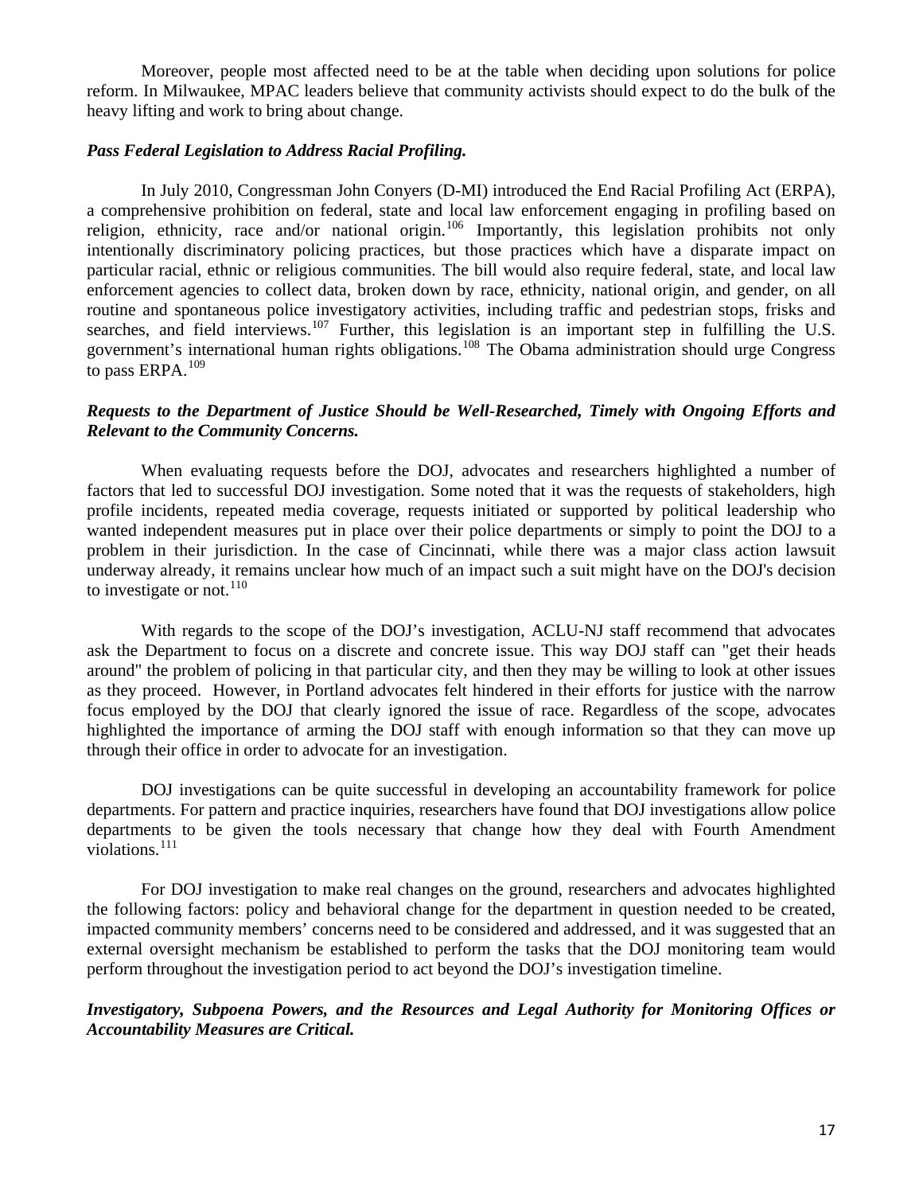Moreover, people most affected need to be at the table when deciding upon solutions for police reform. In Milwaukee, MPAC leaders believe that community activists should expect to do the bulk of the heavy lifting and work to bring about change.

***Pass Federal Legislation to Address Racial Profiling.***

In July 2010, Congressman John Conyers (D-MI) introduced the End Racial Profiling Act (ERPA), a comprehensive prohibition on federal, state and local law enforcement engaging in profiling based on religion, ethnicity, race and/or national origin.[106] Importantly, this legislation prohibits not only intentionally discriminatory policing practices, but those practices which have a disparate impact on particular racial, ethnic or religious communities. The bill would also require federal, state, and local law enforcement agencies to collect data, broken down by race, ethnicity, national origin, and gender, on all routine and spontaneous police investigatory activities, including traffic and pedestrian stops, frisks and searches, and field interviews.[107] Further, this legislation is an important step in fulfilling the U.S. government's international human rights obligations.[108] The Obama administration should urge Congress to pass ERPA.[109]

***Requests to the Department of Justice Should be Well-Researched, Timely with Ongoing Efforts and Relevant to the Community Concerns.***

When evaluating requests before the DOJ, advocates and researchers highlighted a number of factors that led to successful DOJ investigation. Some noted that it was the requests of stakeholders, high profile incidents, repeated media coverage, requests initiated or supported by political leadership who wanted independent measures put in place over their police departments or simply to point the DOJ to a problem in their jurisdiction. In the case of Cincinnati, while there was a major class action lawsuit underway already, it remains unclear how much of an impact such a suit might have on the DOJ's decision to investigate or not.[110]

With regards to the scope of the DOJ's investigation, ACLU-NJ staff recommend that advocates ask the Department to focus on a discrete and concrete issue. This way DOJ staff can "get their heads around" the problem of policing in that particular city, and then they may be willing to look at other issues as they proceed. However, in Portland advocates felt hindered in their efforts for justice with the narrow focus employed by the DOJ that clearly ignored the issue of race. Regardless of the scope, advocates highlighted the importance of arming the DOJ staff with enough information so that they can move up through their office in order to advocate for an investigation.

DOJ investigations can be quite successful in developing an accountability framework for police departments. For pattern and practice inquiries, researchers have found that DOJ investigations allow police departments to be given the tools necessary that change how they deal with Fourth Amendment violations.[111]

For DOJ investigation to make real changes on the ground, researchers and advocates highlighted the following factors: policy and behavioral change for the department in question needed to be created, impacted community members' concerns need to be considered and addressed, and it was suggested that an external oversight mechanism be established to perform the tasks that the DOJ monitoring team would perform throughout the investigation period to act beyond the DOJ's investigation timeline.

***Investigatory, Subpoena Powers, and the Resources and Legal Authority for Monitoring Offices or Accountability Measures are Critical.***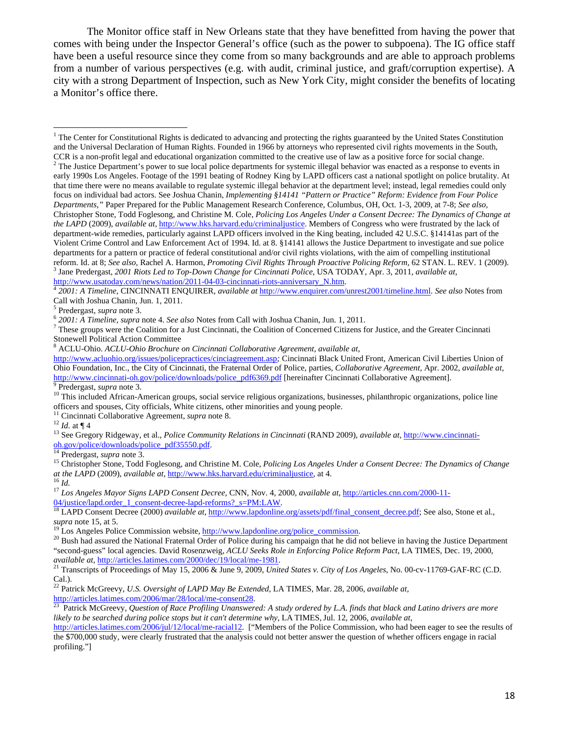The Monitor office staff in New Orleans state that they have benefitted from having the power that comes with being under the Inspector General's office (such as the power to subpoena). The IG office staff have been a useful resource since they come from so many backgrounds and are able to approach problems from a number of various perspectives (e.g. with audit, criminal justice, and graft/corruption expertise). A city with a strong Department of Inspection, such as New York City, might consider the benefits of locating a Monitor's office there.

---

[1] The Center for Constitutional Rights is dedicated to advancing and protecting the rights guaranteed by the United States Constitution and the Universal Declaration of Human Rights. Founded in 1966 by attorneys who represented civil rights movements in the South, CCR is a non-profit legal and educational organization committed to the creative use of law as a positive force for social change.

[2] The Justice Department's power to sue local police departments for systemic illegal behavior was enacted as a response to events in early 1990s Los Angeles. Footage of the 1991 beating of Rodney King by LAPD officers cast a national spotlight on police brutality. At that time there were no means available to regulate systemic illegal behavior at the department level; instead, legal remedies could only focus on individual bad actors. See Joshua Chanin, *Implementing §14141 "Pattern or Practice" Reform: Evidence from Four Police Departments,"* Paper Prepared for the Public Management Research Conference, Columbus, OH, Oct. 1-3, 2009, at 7-8; *See also,* Christopher Stone, Todd Foglesong, and Christine M. Cole, *Policing Los Angeles Under a Consent Decree: The Dynamics of Change at the LAPD* (2009), *available at*, http://www.hks.harvard.edu/criminaljustice. Members of Congress who were frustrated by the lack of department-wide remedies, particularly against LAPD officers involved in the King beating, included 42 U.S.C. §14141as part of the Violent Crime Control and Law Enforcement Act of 1994. Id. at 8. §14141 allows the Justice Department to investigate and sue police departments for a pattern or practice of federal constitutional and/or civil rights violations, with the aim of compelling institutional reform. Id. at 8; *See also*, Rachel A. Harmon, *Promoting Civil Rights Through Proactive Policing Reform*, 62 STAN. L. REV. 1 (2009).

[3] Jane Predergast, *2001 Riots Led to Top-Down Change for Cincinnati Police*, USA TODAY, Apr. 3, 2011, *available at*, http://www.usatoday.com/news/nation/2011-04-03-cincinnati-riots-anniversary_N.htm.

[4] *2001: A Timeline*, CINCINNATI ENQUIRER, *available at* http://www.enquirer.com/unrest2001/timeline.html. *See also* Notes from Call with Joshua Chanin, Jun. 1, 2011.

[5] Predergast, *supra* note 3.

[6] *2001: A Timeline*, *supra* note 4. *See also* Notes from Call with Joshua Chanin, Jun. 1, 2011.

[7] These groups were the Coalition for a Just Cincinnati, the Coalition of Concerned Citizens for Justice, and the Greater Cincinnati Stonewell Political Action Committee

[8] ACLU-Ohio. *ACLU-Ohio Brochure on Cincinnati Collaborative Agreement*, *available at*, http://www.acluohio.org/issues/policepractices/cinciagreement.asp*;* Cincinnati Black United Front, American Civil Liberties Union of Ohio Foundation, Inc., the City of Cincinnati, the Fraternal Order of Police, parties, *Collaborative Agreement*, Apr. 2002, *available at*, http://www.cincinnati-oh.gov/police/downloads/police_pdf6369.pdf [hereinafter Cincinnati Collaborative Agreement].

[9] Predergast, *supra* note 3.

[10] This included African-American groups, social service religious organizations, businesses, philanthropic organizations, police line officers and spouses, City officials, White citizens, other minorities and young people.

[11] Cincinnati Collaborative Agreement, *supra* note 8.

[12] *Id*. at ¶ 4

[13] See Gregory Ridgeway, et al., *Police Community Relations in Cincinnati* (RAND 2009), *available at*, http://www.cincinnati-oh.gov/police/downloads/police_pdf35550.pdf.

[14] Predergast, *supra* note 3.

[15] Christopher Stone, Todd Foglesong, and Christine M. Cole, *Policing Los Angeles Under a Consent Decree: The Dynamics of Change at the LAPD* (2009), *available at*, http://www.hks.harvard.edu/criminaljustice, at 4.

[16] *Id.*

[17] *Los Angeles Mayor Signs LAPD Consent Decree*, CNN, Nov. 4, 2000, *available at*, http://articles.cnn.com/2000-11-04/justice/lapd.order_1_consent-decree-lapd-reforms?_s=PM:LAW.

[18] LAPD Consent Decree (2000) *available at*, http://www.lapdonline.org/assets/pdf/final_consent_decree.pdf; See also, Stone et al., *supra* note 15, at 5.

[19] Los Angeles Police Commission website, http://www.lapdonline.org/police_commission.

[20] Bush had assured the National Fraternal Order of Police during his campaign that he did not believe in having the Justice Department "second-guess" local agencies. David Rosenzweig, *ACLU Seeks Role in Enforcing Police Reform Pact*, LA TIMES, Dec. 19, 2000, *available at*, http://articles.latimes.com/2000/dec/19/local/me-1981.

[21] Transcripts of Proceedings of May 15, 2006 & June 9, 2009, *United States v. City of Los Angeles*, No. 00-cv-11769-GAF-RC (C.D. Cal.).

[22] Patrick McGreevy, *U.S. Oversight of LAPD May Be Extended*, LA TIMES, Mar. 28, 2006, *available at*, http://articles.latimes.com/2006/mar/28/local/me-consent28.

[23] Patrick McGreevy, *Question of Race Profiling Unanswered: A study ordered by L.A. finds that black and Latino drivers are more likely to be searched during police stops but it can't determine why*, LA TIMES, Jul. 12, 2006, *available at*, http://articles.latimes.com/2006/jul/12/local/me-racial12. ["Members of the Police Commission, who had been eager to see the results of the $700,000 study, were clearly frustrated that the analysis could not better answer the question of whether officers engage in racial profiling."]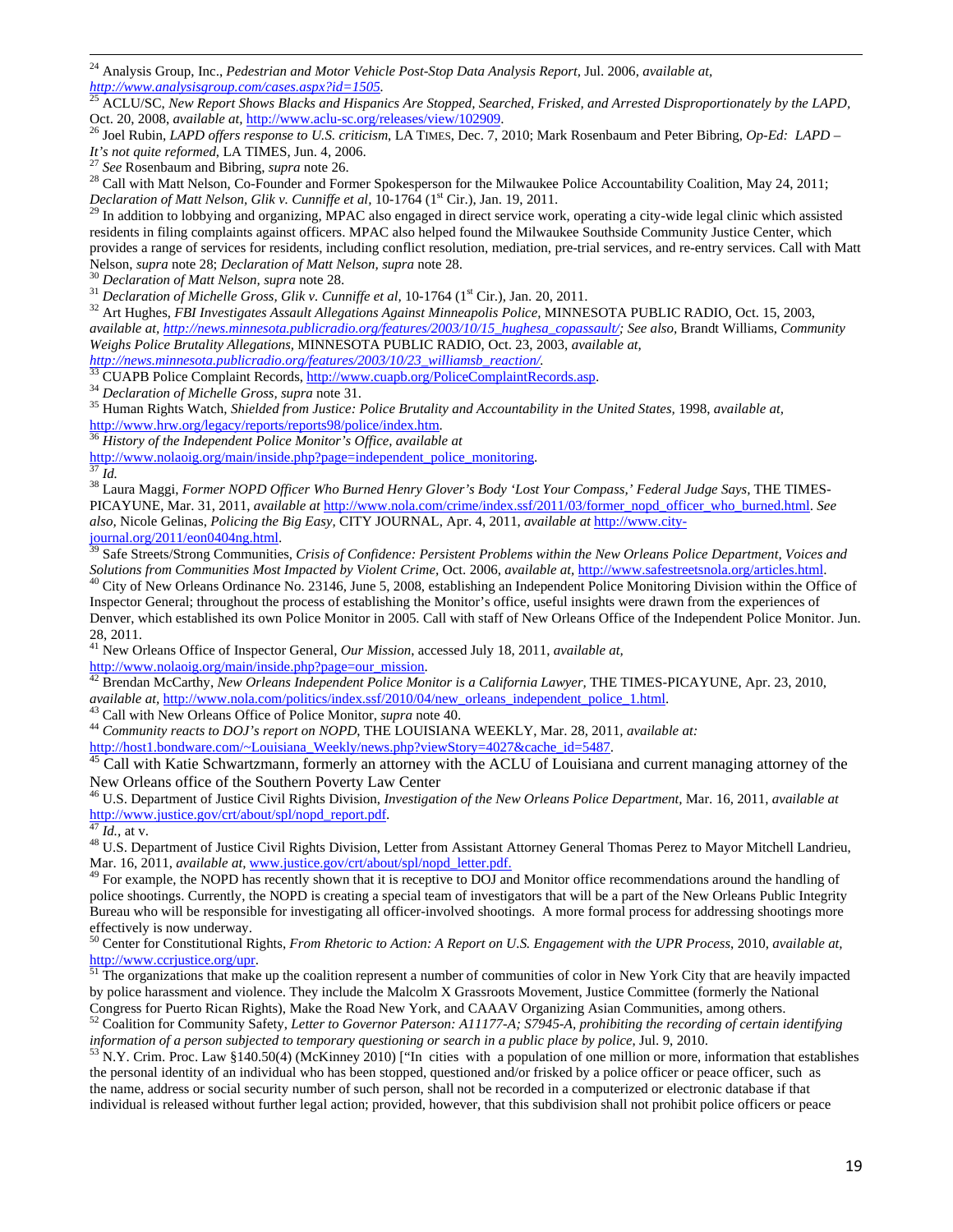[24] Analysis Group, Inc., *Pedestrian and Motor Vehicle Post-Stop Data Analysis Report*, Jul. 2006, *available at, http://www.analysisgroup.com/cases.aspx?id=1505*.

[25] ACLU/SC, *New Report Shows Blacks and Hispanics Are Stopped, Searched, Frisked, and Arrested Disproportionately by the LAPD*, Oct. 20, 2008, *available at*, http://www.aclu-sc.org/releases/view/102909.

[26] Joel Rubin, *LAPD offers response to U.S. criticism*, LA TIMES, Dec. 7, 2010; Mark Rosenbaum and Peter Bibring, *Op-Ed: LAPD – It's not quite reformed*, LA TIMES, Jun. 4, 2006.

[27] *See* Rosenbaum and Bibring, *supra* note 26.

[28] Call with Matt Nelson, Co-Founder and Former Spokesperson for the Milwaukee Police Accountability Coalition, May 24, 2011; *Declaration of Matt Nelson, Glik v. Cunniffe et al*, 10-1764 (1st Cir.), Jan. 19, 2011.

[29] In addition to lobbying and organizing, MPAC also engaged in direct service work, operating a city-wide legal clinic which assisted residents in filing complaints against officers. MPAC also helped found the Milwaukee Southside Community Justice Center, which provides a range of services for residents, including conflict resolution, mediation, pre-trial services, and re-entry services. Call with Matt Nelson, *supra* note 28; *Declaration of Matt Nelson, supra* note 28.

[30] *Declaration of Matt Nelson, supra* note 28.

[31] *Declaration of Michelle Gross, Glik v. Cunniffe et al*, 10-1764 (1st Cir.), Jan. 20, 2011.

[32] Art Hughes, *FBI Investigates Assault Allegations Against Minneapolis Police*, MINNESOTA PUBLIC RADIO, Oct. 15, 2003, *available at, http://news.minnesota.publicradio.org/features/2003/10/15_hughesa_copassault/; See also*, Brandt Williams, *Community Weighs Police Brutality Allegations*, MINNESOTA PUBLIC RADIO, Oct. 23, 2003, *available at, http://news.minnesota.publicradio.org/features/2003/10/23_williamsb_reaction/*.

[33] CUAPB Police Complaint Records, http://www.cuapb.org/PoliceComplaintRecords.asp.

[34] *Declaration of Michelle Gross, supra* note 31.

[35] Human Rights Watch, *Shielded from Justice: Police Brutality and Accountability in the United States*, 1998, *available at*, http://www.hrw.org/legacy/reports/reports98/police/index.htm.

[36] *History of the Independent Police Monitor's Office, available at* http://www.nolaoig.org/main/inside.php?page=independent_police_monitoring.

[37] *Id.*

[38] Laura Maggi, *Former NOPD Officer Who Burned Henry Glover's Body 'Lost Your Compass,' Federal Judge Says*, THE TIMES-PICAYUNE, Mar. 31, 2011, *available at* http://www.nola.com/crime/index.ssf/2011/03/former_nopd_officer_who_burned.html. *See also*, Nicole Gelinas, *Policing the Big Easy*, CITY JOURNAL, Apr. 4, 2011, *available at* http://www.city-journal.org/2011/eon0404ng.html.

[39] Safe Streets/Strong Communities, *Crisis of Confidence: Persistent Problems within the New Orleans Police Department, Voices and Solutions from Communities Most Impacted by Violent Crime*, Oct. 2006, *available at*, http://www.safestreetsnola.org/articles.html.

[40] City of New Orleans Ordinance No. 23146, June 5, 2008, establishing an Independent Police Monitoring Division within the Office of Inspector General; throughout the process of establishing the Monitor's office, useful insights were drawn from the experiences of Denver, which established its own Police Monitor in 2005. Call with staff of New Orleans Office of the Independent Police Monitor. Jun. 28, 2011.

[41] New Orleans Office of Inspector General, *Our Mission*, accessed July 18, 2011, *available at*, http://www.nolaoig.org/main/inside.php?page=our_mission.

[42] Brendan McCarthy, *New Orleans Independent Police Monitor is a California Lawyer*, THE TIMES-PICAYUNE, Apr. 23, 2010, *available at*, http://www.nola.com/politics/index.ssf/2010/04/new_orleans_independent_police_1.html.

[43] Call with New Orleans Office of Police Monitor, *supra* note 40.

[44] *Community reacts to DOJ's report on NOPD*, THE LOUISIANA WEEKLY, Mar. 28, 2011, *available at:* http://host1.bondware.com/~Louisiana_Weekly/news.php?viewStory=4027&cache_id=5487.

[45] Call with Katie Schwartzmann, formerly an attorney with the ACLU of Louisiana and current managing attorney of the New Orleans office of the Southern Poverty Law Center

[46] U.S. Department of Justice Civil Rights Division, *Investigation of the New Orleans Police Department*, Mar. 16, 2011, *available at* http://www.justice.gov/crt/about/spl/nopd_report.pdf.

[47] *Id.*, at v.

[48] U.S. Department of Justice Civil Rights Division, Letter from Assistant Attorney General Thomas Perez to Mayor Mitchell Landrieu, Mar. 16, 2011, *available at*, www.justice.gov/crt/about/spl/nopd_letter.pdf.

[49] For example, the NOPD has recently shown that it is receptive to DOJ and Monitor office recommendations around the handling of police shootings. Currently, the NOPD is creating a special team of investigators that will be a part of the New Orleans Public Integrity Bureau who will be responsible for investigating all officer-involved shootings. A more formal process for addressing shootings more effectively is now underway.

[50] Center for Constitutional Rights, *From Rhetoric to Action: A Report on U.S. Engagement with the UPR Process*, 2010, *available at*, http://www.ccrjustice.org/upr.

[51] The organizations that make up the coalition represent a number of communities of color in New York City that are heavily impacted by police harassment and violence. They include the Malcolm X Grassroots Movement, Justice Committee (formerly the National Congress for Puerto Rican Rights), Make the Road New York, and CAAAV Organizing Asian Communities, among others.

[52] Coalition for Community Safety, *Letter to Governor Paterson: A11177-A; S7945-A, prohibiting the recording of certain identifying information of a person subjected to temporary questioning or search in a public place by police*, Jul. 9, 2010.

[53] N.Y. Crim. Proc. Law §140.50(4) (McKinney 2010) ["In cities with a population of one million or more, information that establishes the personal identity of an individual who has been stopped, questioned and/or frisked by a police officer or peace officer, such as the name, address or social security number of such person, shall not be recorded in a computerized or electronic database if that individual is released without further legal action; provided, however, that this subdivision shall not prohibit police officers or peace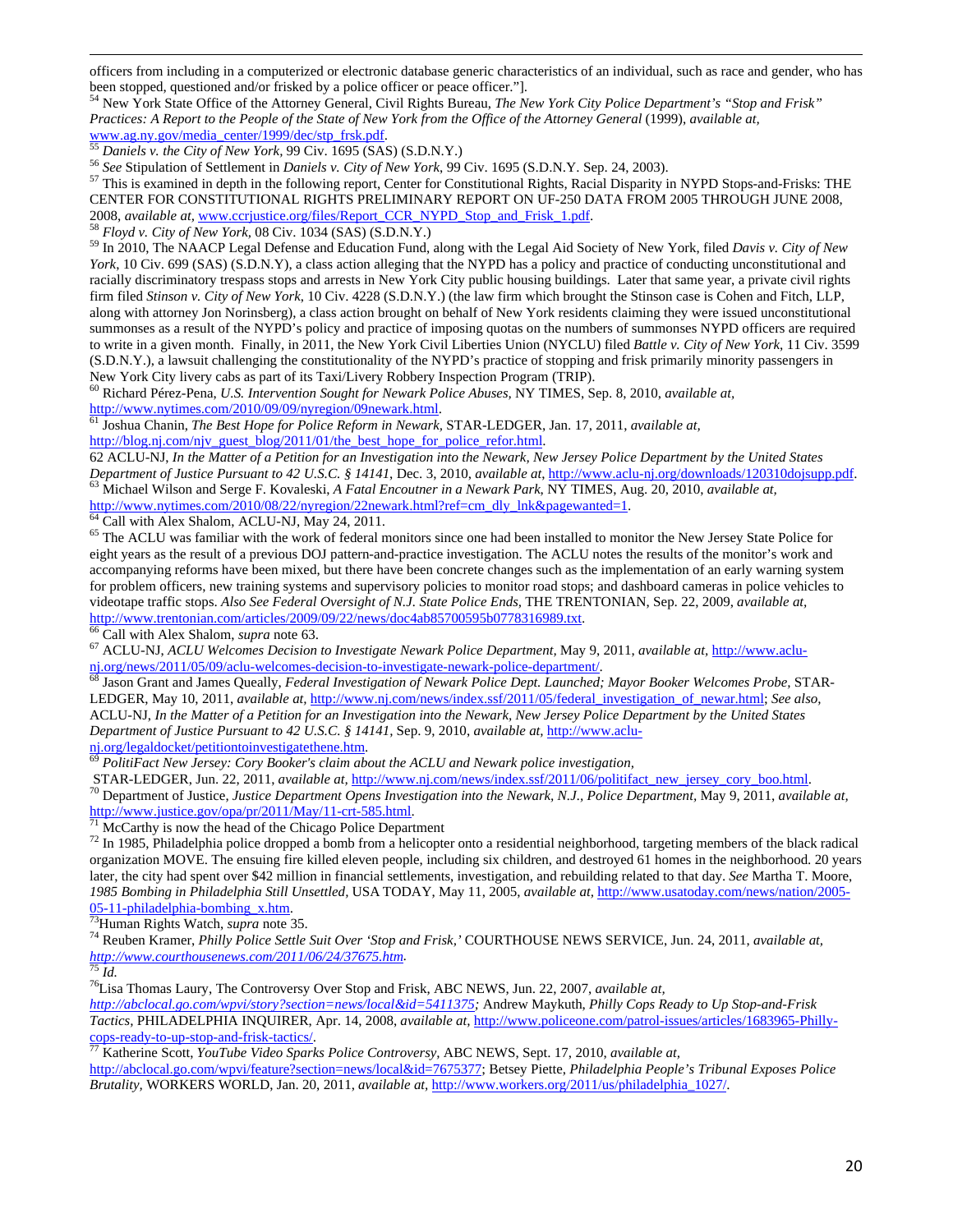officers from including in a computerized or electronic database generic characteristics of an individual, such as race and gender, who has been stopped, questioned and/or frisked by a police officer or peace officer."].

[54] New York State Office of the Attorney General, Civil Rights Bureau, *The New York City Police Department's "Stop and Frisk" Practices: A Report to the People of the State of New York from the Office of the Attorney General* (1999), *available at*, www.ag.ny.gov/media_center/1999/dec/stp_frsk.pdf.

[55] *Daniels v. the City of New York*, 99 Civ. 1695 (SAS) (S.D.N.Y.)

[56] *See* Stipulation of Settlement in *Daniels v. City of New York*, 99 Civ. 1695 (S.D.N.Y. Sep. 24, 2003).

[57] This is examined in depth in the following report, Center for Constitutional Rights, Racial Disparity in NYPD Stops-and-Frisks: THE CENTER FOR CONSTITUTIONAL RIGHTS PRELIMINARY REPORT ON UF-250 DATA FROM 2005 THROUGH JUNE 2008, 2008, *available at*, www.ccrjustice.org/files/Report_CCR_NYPD_Stop_and_Frisk_1.pdf.

[58] *Floyd v. City of New York*, 08 Civ. 1034 (SAS) (S.D.N.Y.)

[59] In 2010, The NAACP Legal Defense and Education Fund, along with the Legal Aid Society of New York, filed *Davis v. City of New York*, 10 Civ. 699 (SAS) (S.D.N.Y), a class action alleging that the NYPD has a policy and practice of conducting unconstitutional and racially discriminatory trespass stops and arrests in New York City public housing buildings. Later that same year, a private civil rights firm filed *Stinson v. City of New York*, 10 Civ. 4228 (S.D.N.Y.) (the law firm which brought the Stinson case is Cohen and Fitch, LLP, along with attorney Jon Norinsberg), a class action brought on behalf of New York residents claiming they were issued unconstitutional summonses as a result of the NYPD's policy and practice of imposing quotas on the numbers of summonses NYPD officers are required to write in a given month. Finally, in 2011, the New York Civil Liberties Union (NYCLU) filed *Battle v. City of New York*, 11 Civ. 3599 (S.D.N.Y.), a lawsuit challenging the constitutionality of the NYPD's practice of stopping and frisk primarily minority passengers in New York City livery cabs as part of its Taxi/Livery Robbery Inspection Program (TRIP).

[60] Richard Pérez-Pena, *U.S. Intervention Sought for Newark Police Abuses*, NY TIMES, Sep. 8, 2010, *available at*, http://www.nytimes.com/2010/09/09/nyregion/09newark.html.

[61] Joshua Chanin, *The Best Hope for Police Reform in Newark*, STAR-LEDGER, Jan. 17, 2011, *available at*, http://blog.nj.com/njv_guest_blog/2011/01/the_best_hope_for_police_refor.html.

62 ACLU-NJ, *In the Matter of a Petition for an Investigation into the Newark, New Jersey Police Department by the United States Department of Justice Pursuant to 42 U.S.C. § 14141*, Dec. 3, 2010, *available at*, http://www.aclu-nj.org/downloads/120310dojsupp.pdf.

[63] Michael Wilson and Serge F. Kovaleski, *A Fatal Encoutner in a Newark Park*, NY TIMES, Aug. 20, 2010, *available at*, http://www.nytimes.com/2010/08/22/nyregion/22newark.html?ref=cm_dly_lnk&pagewanted=1.

[64] Call with Alex Shalom, ACLU-NJ, May 24, 2011.

[65] The ACLU was familiar with the work of federal monitors since one had been installed to monitor the New Jersey State Police for eight years as the result of a previous DOJ pattern-and-practice investigation. The ACLU notes the results of the monitor's work and accompanying reforms have been mixed, but there have been concrete changes such as the implementation of an early warning system for problem officers, new training systems and supervisory policies to monitor road stops; and dashboard cameras in police vehicles to videotape traffic stops. *Also See Federal Oversight of N.J. State Police Ends*, THE TRENTONIAN, Sep. 22, 2009, *available at*, http://www.trentonian.com/articles/2009/09/22/news/doc4ab85700595b0778316989.txt.

[66] Call with Alex Shalom, *supra* note 63.

[67] ACLU-NJ, *ACLU Welcomes Decision to Investigate Newark Police Department*, May 9, 2011, *available at*, http://www.aclu-nj.org/news/2011/05/09/aclu-welcomes-decision-to-investigate-newark-police-department/.

[68] Jason Grant and James Queally, *Federal Investigation of Newark Police Dept. Launched; Mayor Booker Welcomes Probe*, STAR-LEDGER, May 10, 2011, *available at*, http://www.nj.com/news/index.ssf/2011/05/federal_investigation_of_newar.html; *See also*, ACLU-NJ, *In the Matter of a Petition for an Investigation into the Newark, New Jersey Police Department by the United States Department of Justice Pursuant to 42 U.S.C. § 14141*, Sep. 9, 2010, *available at*, http://www.aclu-nj.org/legaldocket/petitiontoinvestigatethene.htm.

[69] *PolitiFact New Jersey: Cory Booker's claim about the ACLU and Newark police investigation*, STAR-LEDGER, Jun. 22, 2011, *available at*, http://www.nj.com/news/index.ssf/2011/06/politifact_new_jersey_cory_boo.html.

[70] Department of Justice, *Justice Department Opens Investigation into the Newark, N.J., Police Department*, May 9, 2011, *available at*, http://www.justice.gov/opa/pr/2011/May/11-crt-585.html.

[71] McCarthy is now the head of the Chicago Police Department

[72] In 1985, Philadelphia police dropped a bomb from a helicopter onto a residential neighborhood, targeting members of the black radical organization MOVE. The ensuing fire killed eleven people, including six children, and destroyed 61 homes in the neighborhood. 20 years later, the city had spent over $42 million in financial settlements, investigation, and rebuilding related to that day. *See* Martha T. Moore, *1985 Bombing in Philadelphia Still Unsettled*, USA TODAY, May 11, 2005, *available at*, http://www.usatoday.com/news/nation/2005-05-11-philadelphia-bombing_x.htm.

[73] Human Rights Watch, *supra* note 35.

[74] Reuben Kramer, *Philly Police Settle Suit Over 'Stop and Frisk,'* COURTHOUSE NEWS SERVICE, Jun. 24, 2011, *available at*, *http://www.courthousenews.com/2011/06/24/37675.htm*.

[75] *Id.*

[76] Lisa Thomas Laury, The Controversy Over Stop and Frisk, ABC NEWS, Jun. 22, 2007, *available at*, *http://abclocal.go.com/wpvi/story?section=news/local&id=5411375;* Andrew Maykuth, *Philly Cops Ready to Up Stop-and-Frisk Tactics*, PHILADELPHIA INQUIRER, Apr. 14, 2008, *available at*, http://www.policeone.com/patrol-issues/articles/1683965-Philly-cops-ready-to-up-stop-and-frisk-tactics/.

[77] Katherine Scott, *YouTube Video Sparks Police Controversy*, ABC NEWS, Sept. 17, 2010, *available at*, http://abclocal.go.com/wpvi/feature?section=news/local&id=7675377; Betsey Piette, *Philadelphia People's Tribunal Exposes Police Brutality*, WORKERS WORLD, Jan. 20, 2011, *available at*, http://www.workers.org/2011/us/philadelphia_1027/.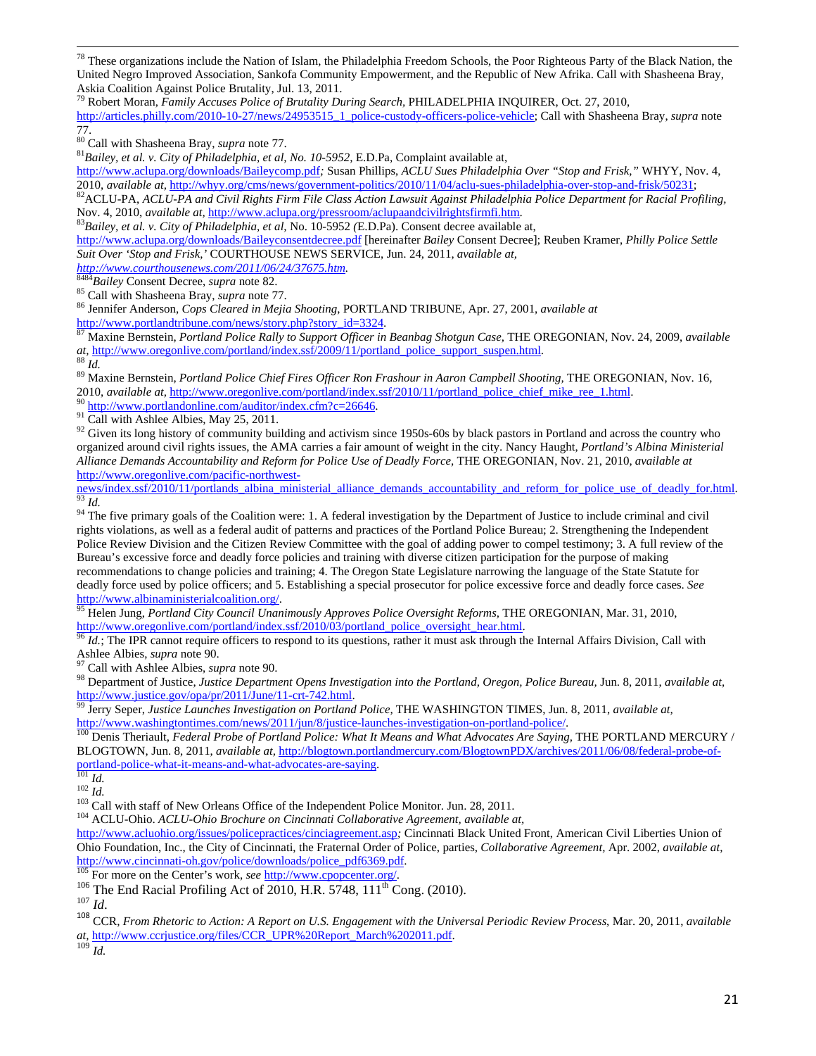[78] These organizations include the Nation of Islam, the Philadelphia Freedom Schools, the Poor Righteous Party of the Black Nation, the United Negro Improved Association, Sankofa Community Empowerment, and the Republic of New Afrika. Call with Shasheena Bray, Askia Coalition Against Police Brutality, Jul. 13, 2011.

[79] Robert Moran, *Family Accuses Police of Brutality During Search*, PHILADELPHIA INQUIRER, Oct. 27, 2010, http://articles.philly.com/2010-10-27/news/24953515_1_police-custody-officers-police-vehicle; Call with Shasheena Bray, *supra* note 77.

[80] Call with Shasheena Bray, *supra* note 77.

[81] *Bailey, et al. v. City of Philadelphia, et al, No. 10-5952*, E.D.Pa, Complaint available at, http://www.aclupa.org/downloads/Baileycomp.pdf; Susan Phillips, *ACLU Sues Philadelphia Over "Stop and Frisk,"* WHYY, Nov. 4, 2010, *available at*, http://whyy.org/cms/news/government-politics/2010/11/04/aclu-sues-philadelphia-over-stop-and-frisk/50231;

[82] ACLU-PA, *ACLU-PA and Civil Rights Firm File Class Action Lawsuit Against Philadelphia Police Department for Racial Profiling,* Nov. 4, 2010, *available at*, http://www.aclupa.org/pressroom/aclupaandcivilrightsfirmfi.htm.

[83] *Bailey, et al. v. City of Philadelphia, et al,* No. 10-5952 *(*E.D.Pa). Consent decree available at, http://www.aclupa.org/downloads/Baileyconsentdecree.pdf [hereinafter *Bailey* Consent Decree]; Reuben Kramer, *Philly Police Settle Suit Over 'Stop and Frisk,'* COURTHOUSE NEWS SERVICE, Jun. 24, 2011, *available at*, *http://www.courthousenews.com/2011/06/24/37675.htm.*

[8484] *Bailey* Consent Decree, *supra* note 82.

[85] Call with Shasheena Bray, *supra* note 77.

[86] Jennifer Anderson, *Cops Cleared in Mejia Shooting*, PORTLAND TRIBUNE, Apr. 27, 2001, *available at* http://www.portlandtribune.com/news/story.php?story_id=3324.

[87] Maxine Bernstein, *Portland Police Rally to Support Officer in Beanbag Shotgun Case,* THE OREGONIAN, Nov. 24, 2009, *available at*, http://www.oregonlive.com/portland/index.ssf/2009/11/portland_police_support_suspen.html.

[88] *Id.*

[89] Maxine Bernstein*, Portland Police Chief Fires Officer Ron Frashour in Aaron Campbell Shooting,* THE OREGONIAN, Nov. 16, 2010, *available at*, http://www.oregonlive.com/portland/index.ssf/2010/11/portland_police_chief_mike_ree_1.html.

[90] http://www.portlandonline.com/auditor/index.cfm?c=26646.

[91] Call with Ashlee Albies, May 25, 2011.

[92] Given its long history of community building and activism since 1950s-60s by black pastors in Portland and across the country who organized around civil rights issues, the AMA carries a fair amount of weight in the city. Nancy Haught, *Portland's Albina Ministerial Alliance Demands Accountability and Reform for Police Use of Deadly Force*, THE OREGONIAN, Nov. 21, 2010, *available at* http://www.oregonlive.com/pacific-northwest-news/index.ssf/2010/11/portlands_albina_ministerial_alliance_demands_accountability_and_reform_for_police_use_of_deadly_for.html.

[93] *Id.*

[94] The five primary goals of the Coalition were: 1. A federal investigation by the Department of Justice to include criminal and civil rights violations, as well as a federal audit of patterns and practices of the Portland Police Bureau; 2. Strengthening the Independent Police Review Division and the Citizen Review Committee with the goal of adding power to compel testimony; 3. A full review of the Bureau's excessive force and deadly force policies and training with diverse citizen participation for the purpose of making recommendations to change policies and training; 4. The Oregon State Legislature narrowing the language of the State Statute for deadly force used by police officers; and 5. Establishing a special prosecutor for police excessive force and deadly force cases. *See* http://www.albinaministerialcoalition.org/.

[95] Helen Jung, *Portland City Council Unanimously Approves Police Oversight Reforms,* THE OREGONIAN, Mar. 31, 2010, http://www.oregonlive.com/portland/index.ssf/2010/03/portland_police_oversight_hear.html.

[96] *Id.*; The IPR cannot require officers to respond to its questions, rather it must ask through the Internal Affairs Division, Call with Ashlee Albies, *supra* note 90.

[97] Call with Ashlee Albies, *supra* note 90.

[98] Department of Justice, *Justice Department Opens Investigation into the Portland, Oregon, Police Bureau,* Jun. 8, 2011, *available at*, http://www.justice.gov/opa/pr/2011/June/11-crt-742.html.

[99] Jerry Seper, *Justice Launches Investigation on Portland Police,* THE WASHINGTON TIMES, Jun. 8, 2011, *available at,* http://www.washingtontimes.com/news/2011/jun/8/justice-launches-investigation-on-portland-police/.

[100] Denis Theriault, *Federal Probe of Portland Police: What It Means and What Advocates Are Saying*, THE PORTLAND MERCURY / BLOGTOWN, Jun. 8, 2011, *available at,* http://blogtown.portlandmercury.com/BlogtownPDX/archives/2011/06/08/federal-probe-of-portland-police-what-it-means-and-what-advocates-are-saying.

[101] *Id.*

[102] *Id.*

[103] Call with staff of New Orleans Office of the Independent Police Monitor. Jun. 28, 2011.

[104] ACLU-Ohio. *ACLU-Ohio Brochure on Cincinnati Collaborative Agreement, available at*, http://www.acluohio.org/issues/policepractices/cinciagreement.asp*;* Cincinnati Black United Front, American Civil Liberties Union of Ohio Foundation, Inc., the City of Cincinnati, the Fraternal Order of Police, parties, *Collaborative Agreement,* Apr. 2002, *available at*, http://www.cincinnati-oh.gov/police/downloads/police_pdf6369.pdf.

[105] For more on the Center's work, *see* http://www.cpopcenter.org/.

[106] The End Racial Profiling Act of 2010, H.R. 5748, 111th Cong. (2010).

[107] *Id*.

[108] CCR, *From Rhetoric to Action: A Report on U.S. Engagement with the Universal Periodic Review Process*, Mar. 20, 2011, *available at*, http://www.ccrjustice.org/files/CCR_UPR%20Report_March%202011.pdf.

[109] *Id.*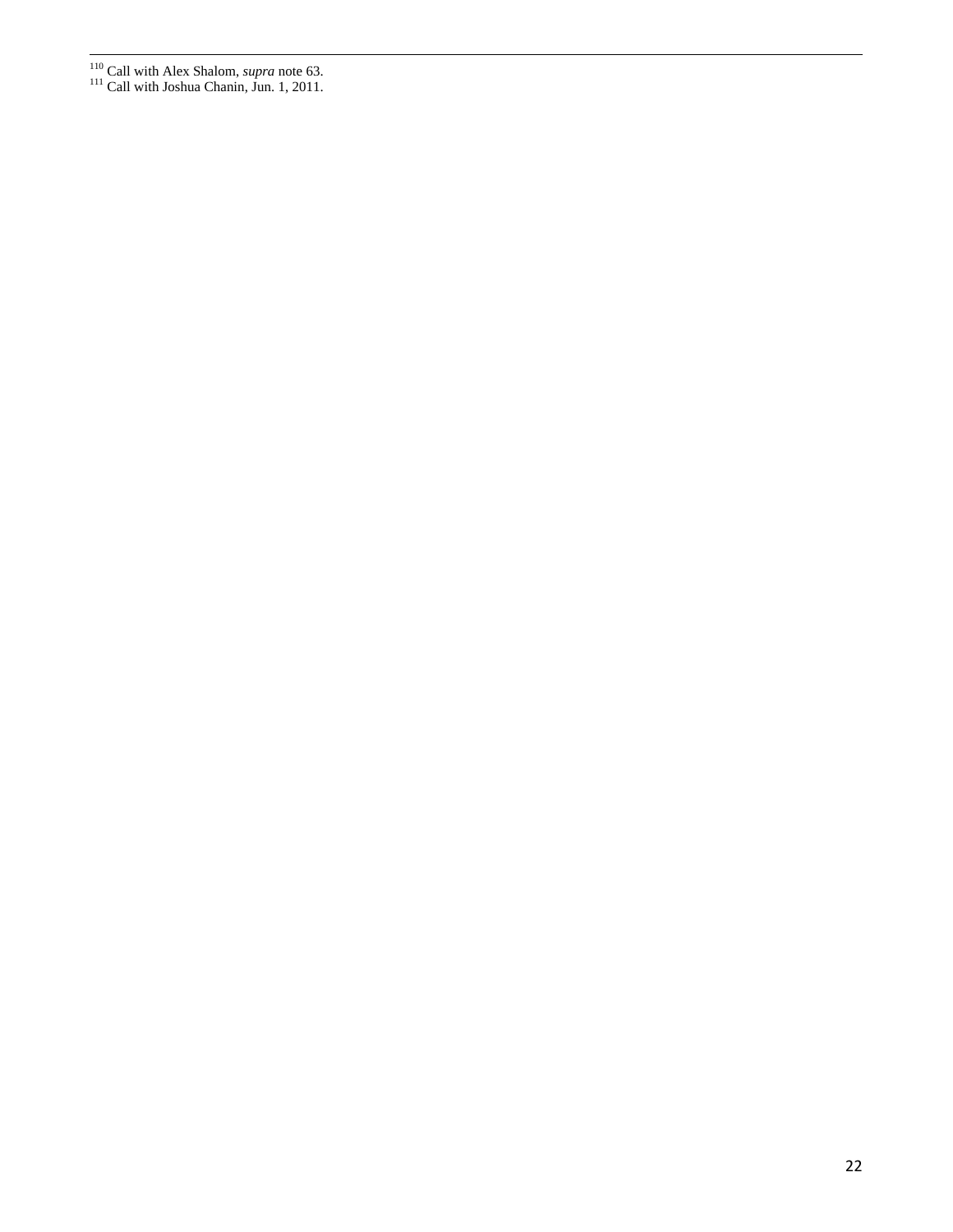[110] Call with Alex Shalom, *supra* note 63.
[111] Call with Joshua Chanin, Jun. 1, 2011.